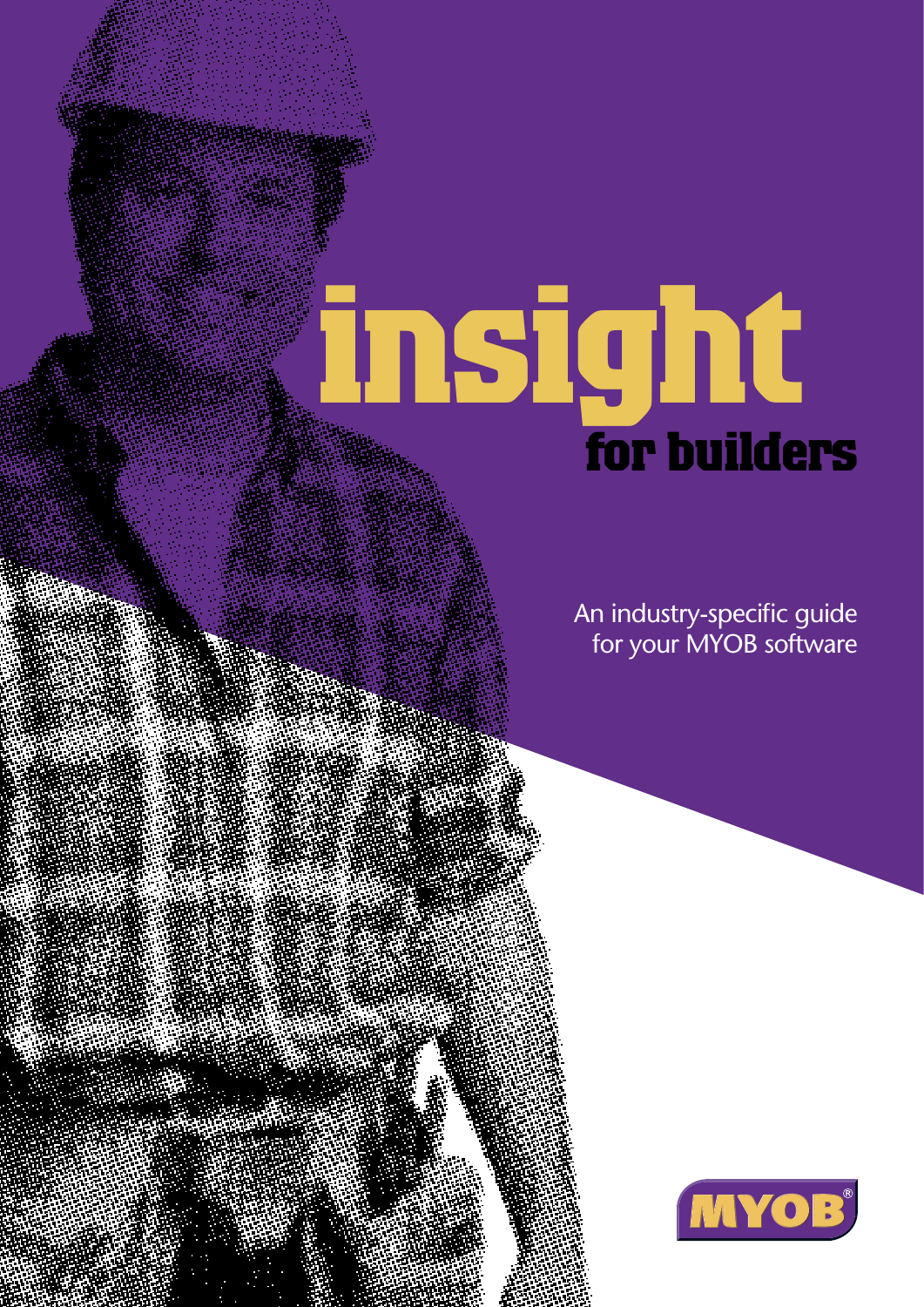# insight

## for builders

An industry-specific guide for your MYOB software

MYOB®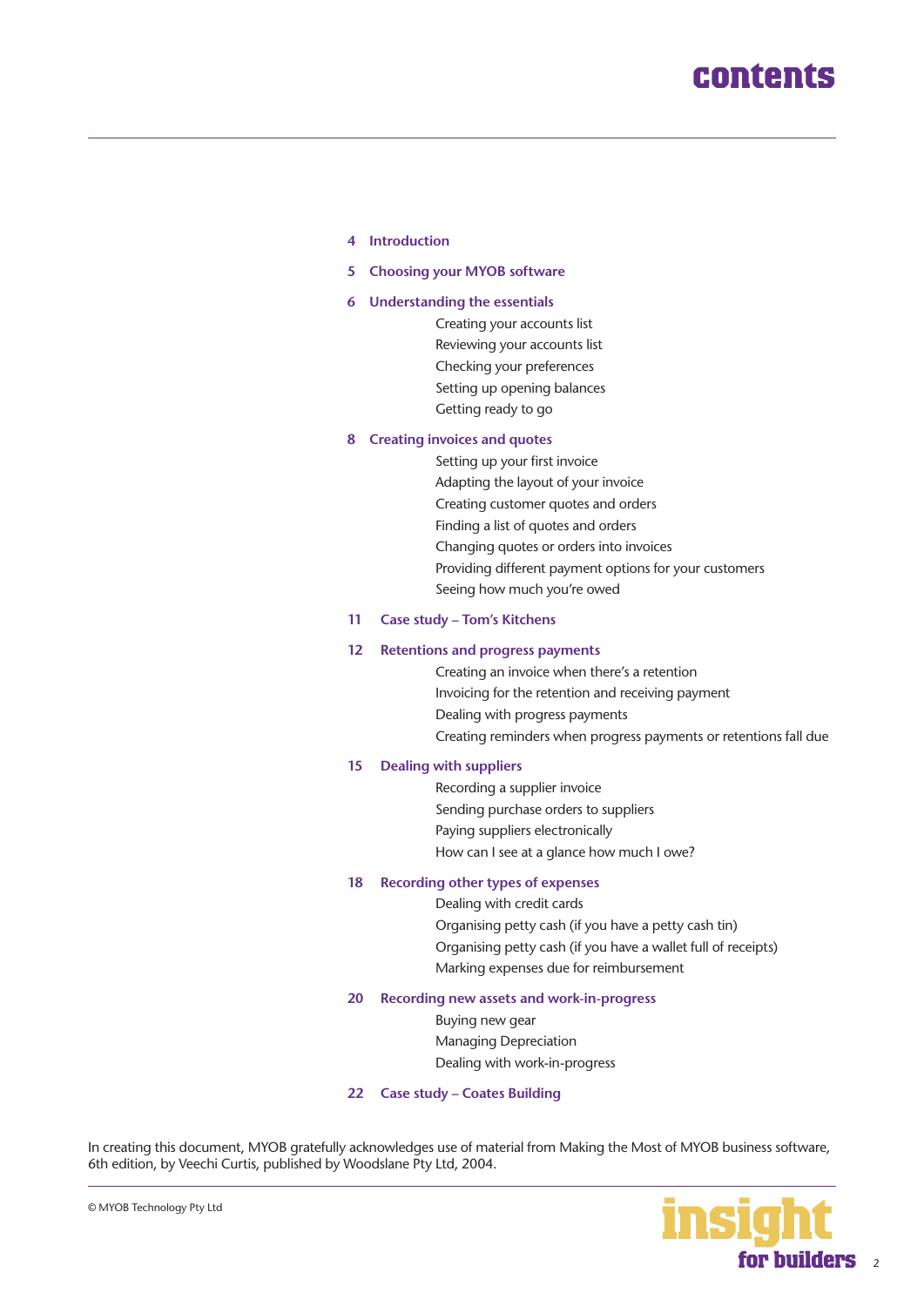# contents

**4 Introduction**

**5 Choosing your MYOB software**

**6 Understanding the essentials**

- Creating your accounts list
- Reviewing your accounts list
- Checking your preferences
- Setting up opening balances
- Getting ready to go

**8 Creating invoices and quotes**

- Setting up your first invoice
- Adapting the layout of your invoice
- Creating customer quotes and orders
- Finding a list of quotes and orders
- Changing quotes or orders into invoices
- Providing different payment options for your customers
- Seeing how much you're owed

**11 Case study – Tom's Kitchens**

**12 Retentions and progress payments**

- Creating an invoice when there's a retention
- Invoicing for the retention and receiving payment
- Dealing with progress payments
- Creating reminders when progress payments or retentions fall due

**15 Dealing with suppliers**

- Recording a supplier invoice
- Sending purchase orders to suppliers
- Paying suppliers electronically
- How can I see at a glance how much I owe?

**18 Recording other types of expenses**

- Dealing with credit cards
- Organising petty cash (if you have a petty cash tin)
- Organising petty cash (if you have a wallet full of receipts)
- Marking expenses due for reimbursement

**20 Recording new assets and work-in-progress**

- Buying new gear
- Managing Depreciation
- Dealing with work-in-progress

**22 Case study – Coates Building**

In creating this document, MYOB gratefully acknowledges use of material from Making the Most of MYOB business software, 6th edition, by Veechi Curtis, published by Woodslane Pty Ltd, 2004.

© MYOB Technology Pty Ltd

insight for builders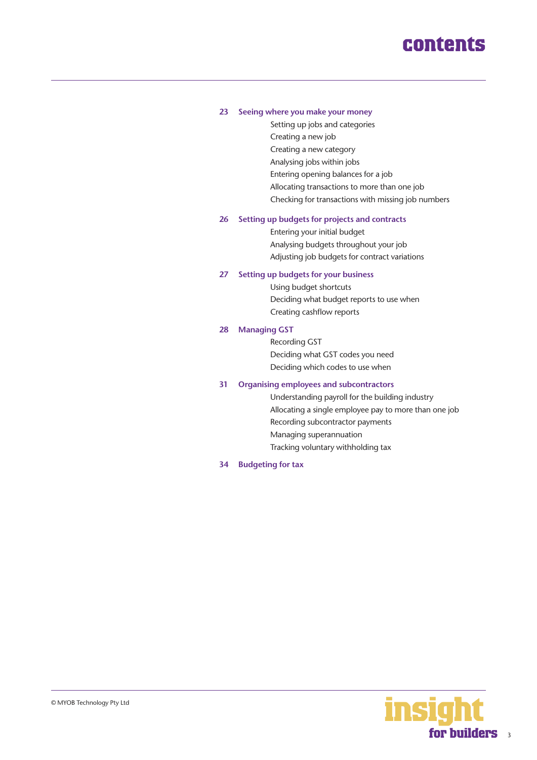# contents

**23 Seeing where you make your money**

- Setting up jobs and categories
- Creating a new job
- Creating a new category
- Analysing jobs within jobs
- Entering opening balances for a job
- Allocating transactions to more than one job
- Checking for transactions with missing job numbers

**26 Setting up budgets for projects and contracts**

- Entering your initial budget
- Analysing budgets throughout your job
- Adjusting job budgets for contract variations

**27 Setting up budgets for your business**

- Using budget shortcuts
- Deciding what budget reports to use when
- Creating cashflow reports

**28 Managing GST**

- Recording GST
- Deciding what GST codes you need
- Deciding which codes to use when

**31 Organising employees and subcontractors**

- Understanding payroll for the building industry
- Allocating a single employee pay to more than one job
- Recording subcontractor payments
- Managing superannuation
- Tracking voluntary withholding tax

**34 Budgeting for tax**

© MYOB Technology Pty Ltd

insight for builders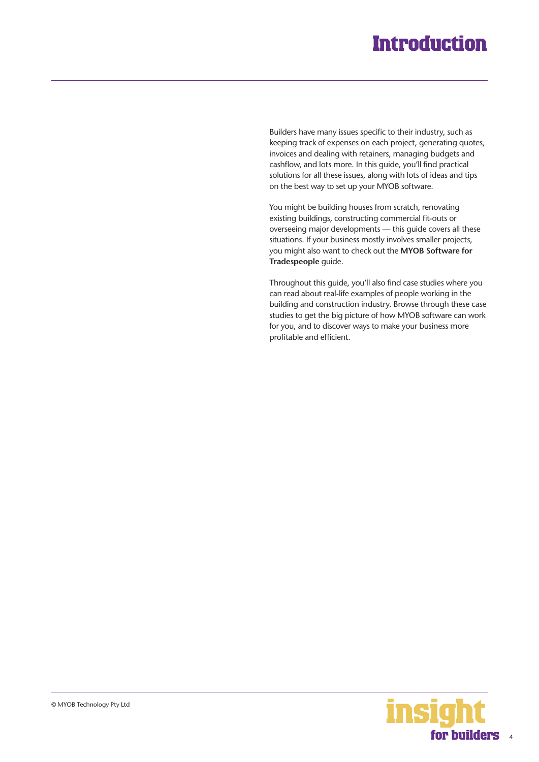# Introduction

Builders have many issues specific to their industry, such as keeping track of expenses on each project, generating quotes, invoices and dealing with retainers, managing budgets and cashflow, and lots more. In this guide, you'll find practical solutions for all these issues, along with lots of ideas and tips on the best way to set up your MYOB software.

You might be building houses from scratch, renovating existing buildings, constructing commercial fit-outs or overseeing major developments — this guide covers all these situations. If your business mostly involves smaller projects, you might also want to check out the **MYOB Software for Tradespeople** guide.

Throughout this guide, you'll also find case studies where you can read about real-life examples of people working in the building and construction industry. Browse through these case studies to get the big picture of how MYOB software can work for you, and to discover ways to make your business more profitable and efficient.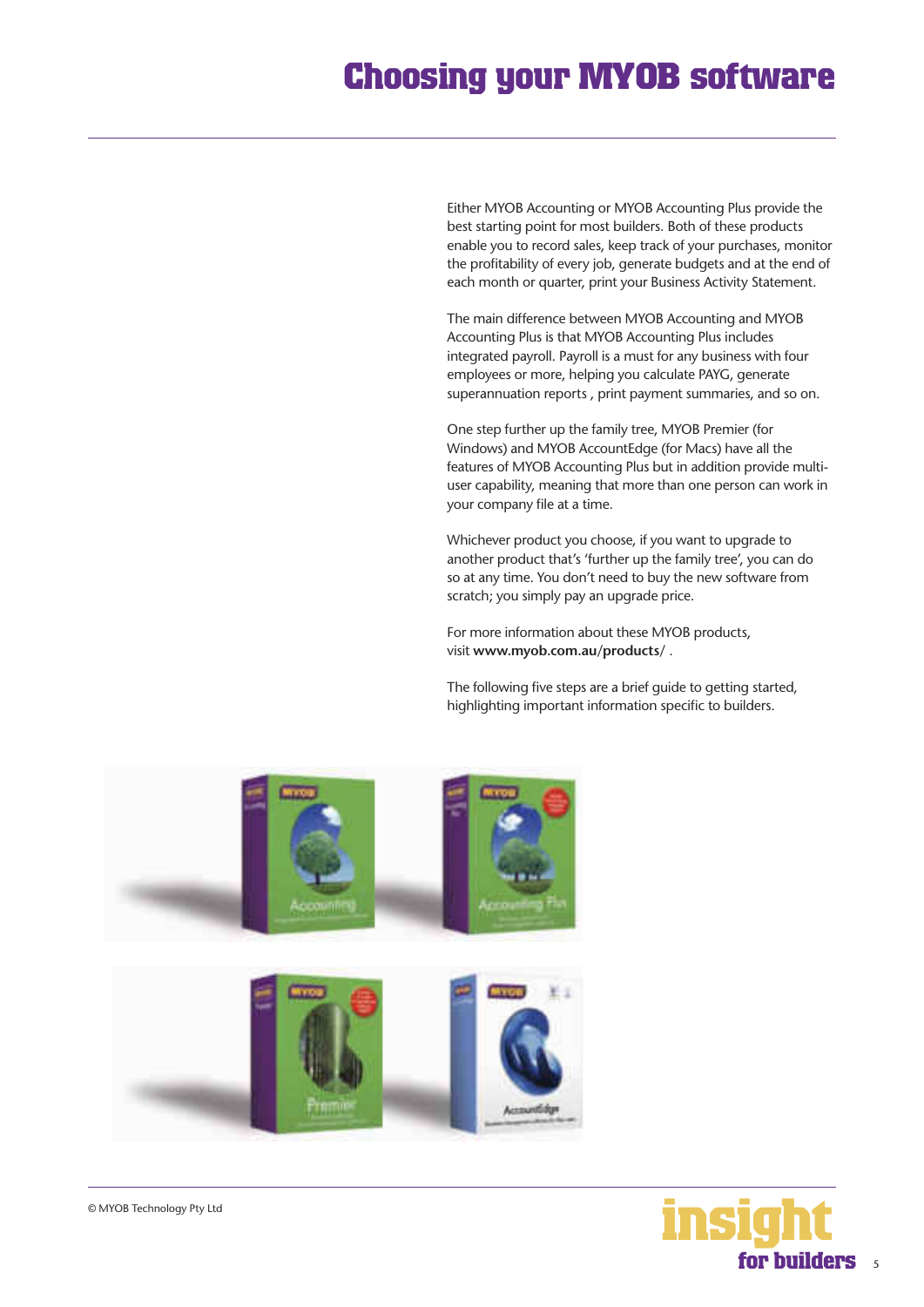# Choosing your MYOB software

Either MYOB Accounting or MYOB Accounting Plus provide the best starting point for most builders. Both of these products enable you to record sales, keep track of your purchases, monitor the profitability of every job, generate budgets and at the end of each month or quarter, print your Business Activity Statement.

The main difference between MYOB Accounting and MYOB Accounting Plus is that MYOB Accounting Plus includes integrated payroll. Payroll is a must for any business with four employees or more, helping you calculate PAYG, generate superannuation reports , print payment summaries, and so on.

One step further up the family tree, MYOB Premier (for Windows) and MYOB AccountEdge (for Macs) have all the features of MYOB Accounting Plus but in addition provide multi-user capability, meaning that more than one person can work in your company file at a time.

Whichever product you choose, if you want to upgrade to another product that's 'further up the family tree', you can do so at any time. You don't need to buy the new software from scratch; you simply pay an upgrade price.

For more information about these MYOB products, visit **www.myob.com.au/products/** .

The following five steps are a brief guide to getting started, highlighting important information specific to builders.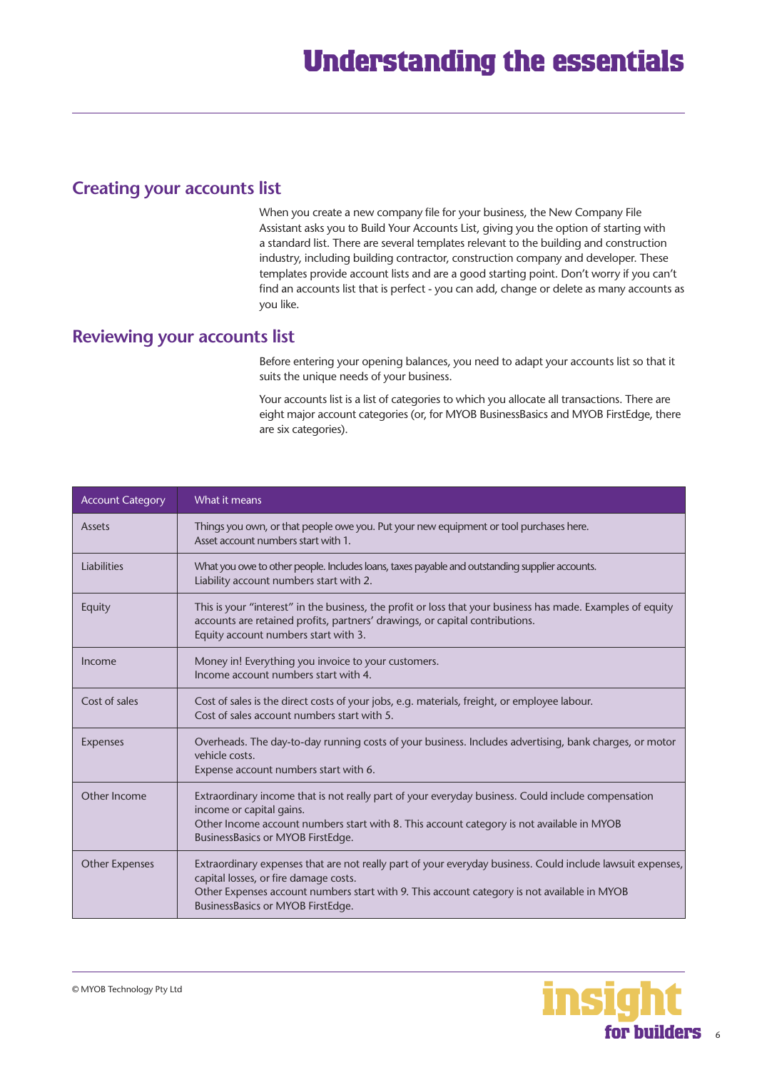# Understanding the essentials

## Creating your accounts list

When you create a new company file for your business, the New Company File Assistant asks you to Build Your Accounts List, giving you the option of starting with a standard list. There are several templates relevant to the building and construction industry, including building contractor, construction company and developer. These templates provide account lists and are a good starting point. Don't worry if you can't find an accounts list that is perfect - you can add, change or delete as many accounts as you like.

## Reviewing your accounts list

Before entering your opening balances, you need to adapt your accounts list so that it suits the unique needs of your business.

Your accounts list is a list of categories to which you allocate all transactions. There are eight major account categories (or, for MYOB BusinessBasics and MYOB FirstEdge, there are six categories).

| Account Category | What it means |
|---|---|
| Assets | Things you own, or that people owe you. Put your new equipment or tool purchases here.<br>Asset account numbers start with 1. |
| Liabilities | What you owe to other people. Includes loans, taxes payable and outstanding supplier accounts.<br>Liability account numbers start with 2. |
| Equity | This is your "interest" in the business, the profit or loss that your business has made. Examples of equity accounts are retained profits, partners' drawings, or capital contributions.<br>Equity account numbers start with 3. |
| Income | Money in! Everything you invoice to your customers.<br>Income account numbers start with 4. |
| Cost of sales | Cost of sales is the direct costs of your jobs, e.g. materials, freight, or employee labour.<br>Cost of sales account numbers start with 5. |
| Expenses | Overheads. The day-to-day running costs of your business. Includes advertising, bank charges, or motor vehicle costs.<br>Expense account numbers start with 6. |
| Other Income | Extraordinary income that is not really part of your everyday business. Could include compensation income or capital gains.<br>Other Income account numbers start with 8. This account category is not available in MYOB BusinessBasics or MYOB FirstEdge. |
| Other Expenses | Extraordinary expenses that are not really part of your everyday business. Could include lawsuit expenses, capital losses, or fire damage costs.<br>Other Expenses account numbers start with 9. This account category is not available in MYOB BusinessBasics or MYOB FirstEdge. |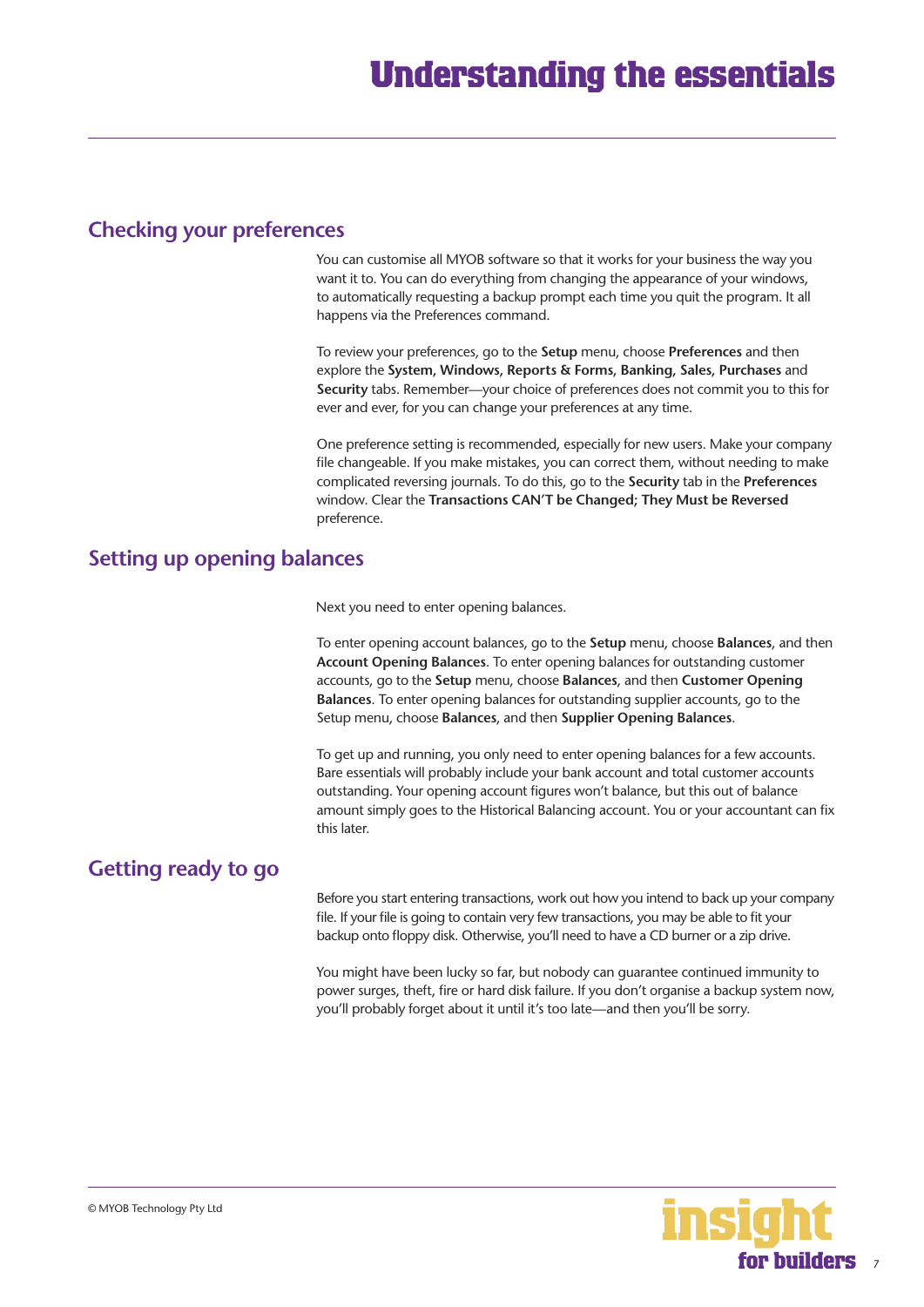# Understanding the essentials

## Checking your preferences

You can customise all MYOB software so that it works for your business the way you want it to. You can do everything from changing the appearance of your windows, to automatically requesting a backup prompt each time you quit the program. It all happens via the Preferences command.

To review your preferences, go to the **Setup** menu, choose **Preferences** and then explore the **System**, **Windows**, **Reports & Forms**, **Banking**, **Sales**, **Purchases** and **Security** tabs. Remember—your choice of preferences does not commit you to this for ever and ever, for you can change your preferences at any time.

One preference setting is recommended, especially for new users. Make your company file changeable. If you make mistakes, you can correct them, without needing to make complicated reversing journals. To do this, go to the **Security** tab in the **Preferences** window. Clear the **Transactions CAN'T be Changed; They Must be Reversed** preference.

## Setting up opening balances

Next you need to enter opening balances.

To enter opening account balances, go to the **Setup** menu, choose **Balances**, and then **Account Opening Balances**. To enter opening balances for outstanding customer accounts, go to the **Setup** menu, choose **Balances**, and then **Customer Opening Balances**. To enter opening balances for outstanding supplier accounts, go to the Setup menu, choose **Balances**, and then **Supplier Opening Balances**.

To get up and running, you only need to enter opening balances for a few accounts. Bare essentials will probably include your bank account and total customer accounts outstanding. Your opening account figures won't balance, but this out of balance amount simply goes to the Historical Balancing account. You or your accountant can fix this later.

## Getting ready to go

Before you start entering transactions, work out how you intend to back up your company file. If your file is going to contain very few transactions, you may be able to fit your backup onto floppy disk. Otherwise, you'll need to have a CD burner or a zip drive.

You might have been lucky so far, but nobody can guarantee continued immunity to power surges, theft, fire or hard disk failure. If you don't organise a backup system now, you'll probably forget about it until it's too late—and then you'll be sorry.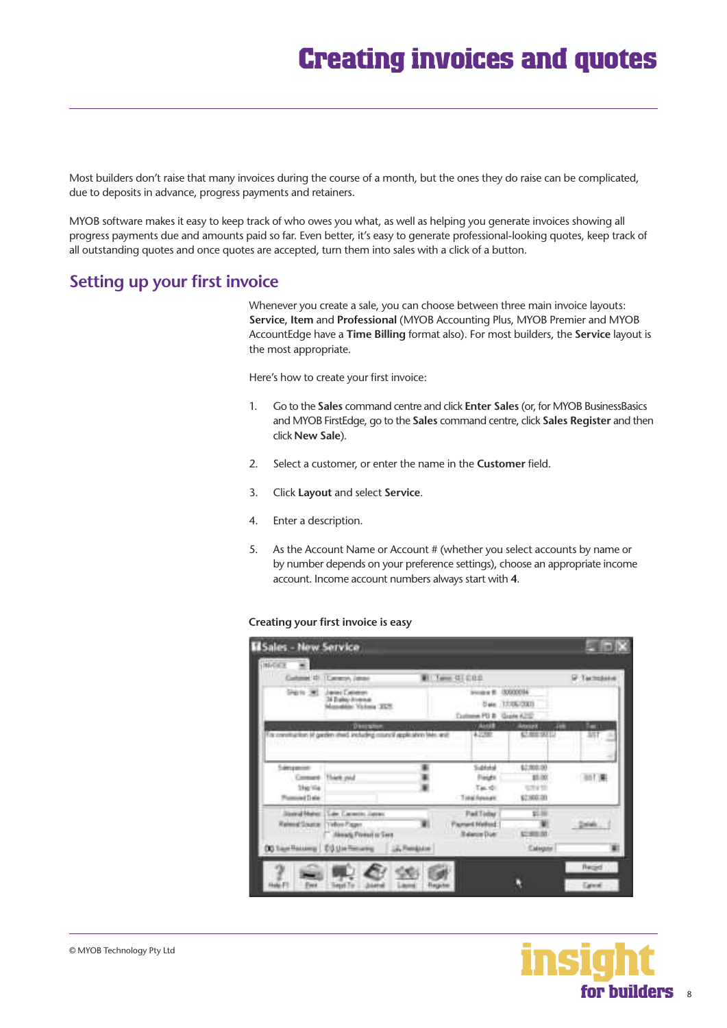# Creating invoices and quotes

Most builders don't raise that many invoices during the course of a month, but the ones they do raise can be complicated, due to deposits in advance, progress payments and retainers.

MYOB software makes it easy to keep track of who owes you what, as well as helping you generate invoices showing all progress payments due and amounts paid so far. Even better, it's easy to generate professional-looking quotes, keep track of all outstanding quotes and once quotes are accepted, turn them into sales with a click of a button.

## Setting up your first invoice

Whenever you create a sale, you can choose between three main invoice layouts: **Service, Item** and **Professional** (MYOB Accounting Plus, MYOB Premier and MYOB AccountEdge have a **Time Billing** format also). For most builders, the **Service** layout is the most appropriate.

Here's how to create your first invoice:

1. Go to the **Sales** command centre and click **Enter Sales** (or, for MYOB BusinessBasics and MYOB FirstEdge, go to the **Sales** command centre, click **Sales Register** and then click **New Sale**).
2. Select a customer, or enter the name in the **Customer** field.
3. Click **Layout** and select **Service**.
4. Enter a description.
5. As the Account Name or Account # (whether you select accounts by name or by number depends on your preference settings), choose an appropriate income account. Income account numbers always start with **4**.

**Creating your first invoice is easy**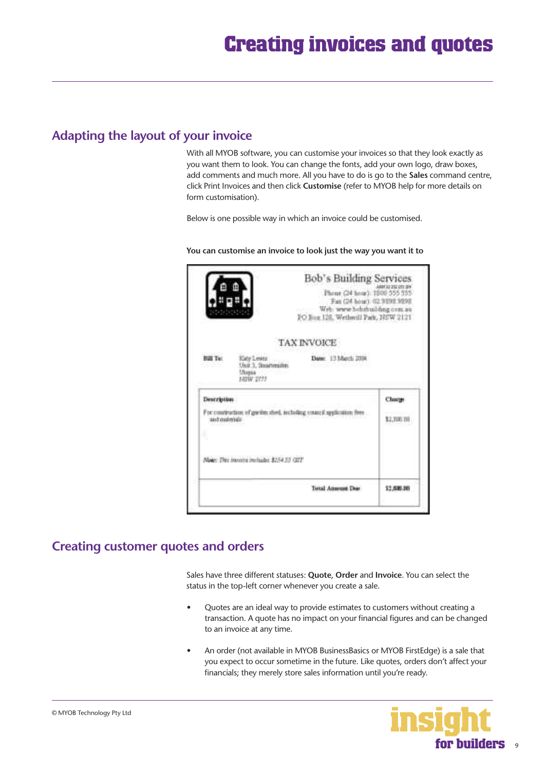# Creating invoices and quotes

## Adapting the layout of your invoice

With all MYOB software, you can customise your invoices so that they look exactly as you want them to look. You can change the fonts, add your own logo, draw boxes, add comments and much more. All you have to do is go to the **Sales** command centre, click Print Invoices and then click **Customise** (refer to MYOB help for more details on form customisation).

Below is one possible way in which an invoice could be customised.

**You can customise an invoice to look just the way you want it to**

Bob's Building Services
ABN 12 212 121 214
Phone (24 hour): 1800 555 555
Fax (24 hour): 02 9898 9898
Web: www.bobsbuilding.com.au
PO Box 128, Wetherill Park, NSW 2121

TAX INVOICE

**Bill To:** Katy Lewis, Unit 3, Smartersden, Utopia, NSW 2777

**Date:** 13 March 2004

| Description | Charge |
|---|---|
| For construction of garden shed, including council application fees and materials | $2,800.00 |
| *Note: This invoice includes $254.55 GST* | |
| **Total Amount Due** | **$2,800.00** |

## Creating customer quotes and orders

Sales have three different statuses: **Quote**, **Order** and **Invoice**. You can select the status in the top-left corner whenever you create a sale.

- Quotes are an ideal way to provide estimates to customers without creating a transaction. A quote has no impact on your financial figures and can be changed to an invoice at any time.
- An order (not available in MYOB BusinessBasics or MYOB FirstEdge) is a sale that you expect to occur sometime in the future. Like quotes, orders don't affect your financials; they merely store sales information until you're ready.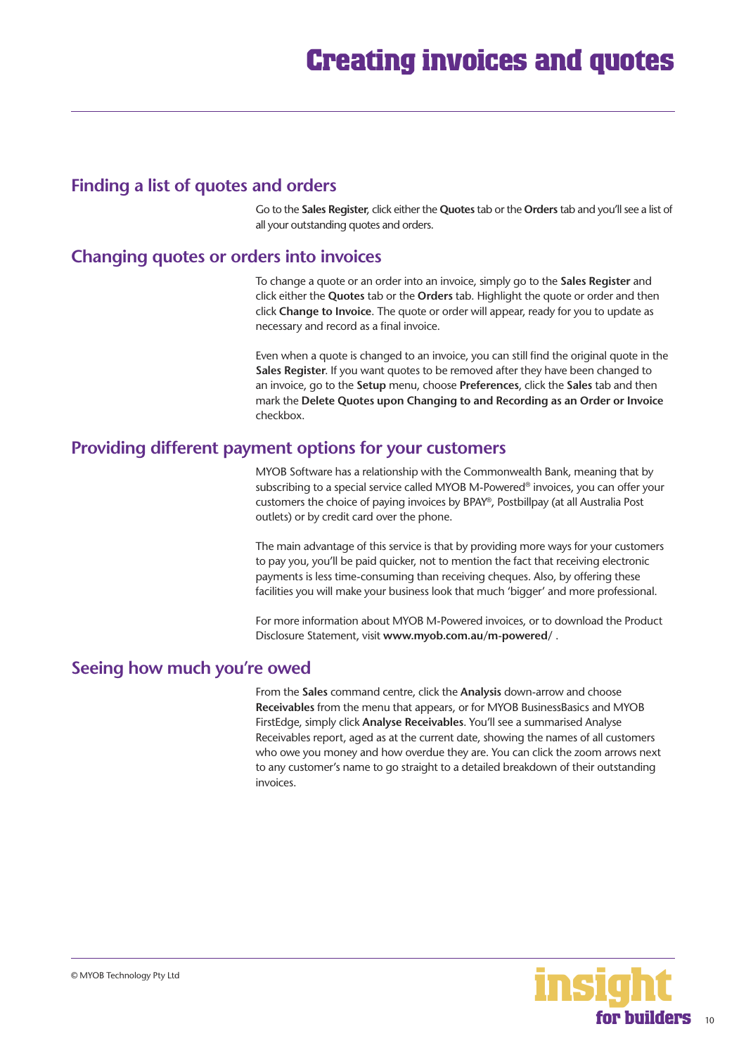# Creating invoices and quotes

## Finding a list of quotes and orders

Go to the **Sales Register**, click either the **Quotes** tab or the **Orders** tab and you'll see a list of all your outstanding quotes and orders.

## Changing quotes or orders into invoices

To change a quote or an order into an invoice, simply go to the **Sales Register** and click either the **Quotes** tab or the **Orders** tab. Highlight the quote or order and then click **Change to Invoice**. The quote or order will appear, ready for you to update as necessary and record as a final invoice.

Even when a quote is changed to an invoice, you can still find the original quote in the **Sales Register**. If you want quotes to be removed after they have been changed to an invoice, go to the **Setup** menu, choose **Preferences**, click the **Sales** tab and then mark the **Delete Quotes upon Changing to and Recording as an Order or Invoice** checkbox.

## Providing different payment options for your customers

MYOB Software has a relationship with the Commonwealth Bank, meaning that by subscribing to a special service called MYOB M-Powered® invoices, you can offer your customers the choice of paying invoices by BPAY®, Postbillpay (at all Australia Post outlets) or by credit card over the phone.

The main advantage of this service is that by providing more ways for your customers to pay you, you'll be paid quicker, not to mention the fact that receiving electronic payments is less time-consuming than receiving cheques. Also, by offering these facilities you will make your business look that much 'bigger' and more professional.

For more information about MYOB M-Powered invoices, or to download the Product Disclosure Statement, visit **www.myob.com.au/m-powered/** .

## Seeing how much you're owed

From the **Sales** command centre, click the **Analysis** down-arrow and choose **Receivables** from the menu that appears, or for MYOB BusinessBasics and MYOB FirstEdge, simply click **Analyse Receivables**. You'll see a summarised Analyse Receivables report, aged as at the current date, showing the names of all customers who owe you money and how overdue they are. You can click the zoom arrows next to any customer's name to go straight to a detailed breakdown of their outstanding invoices.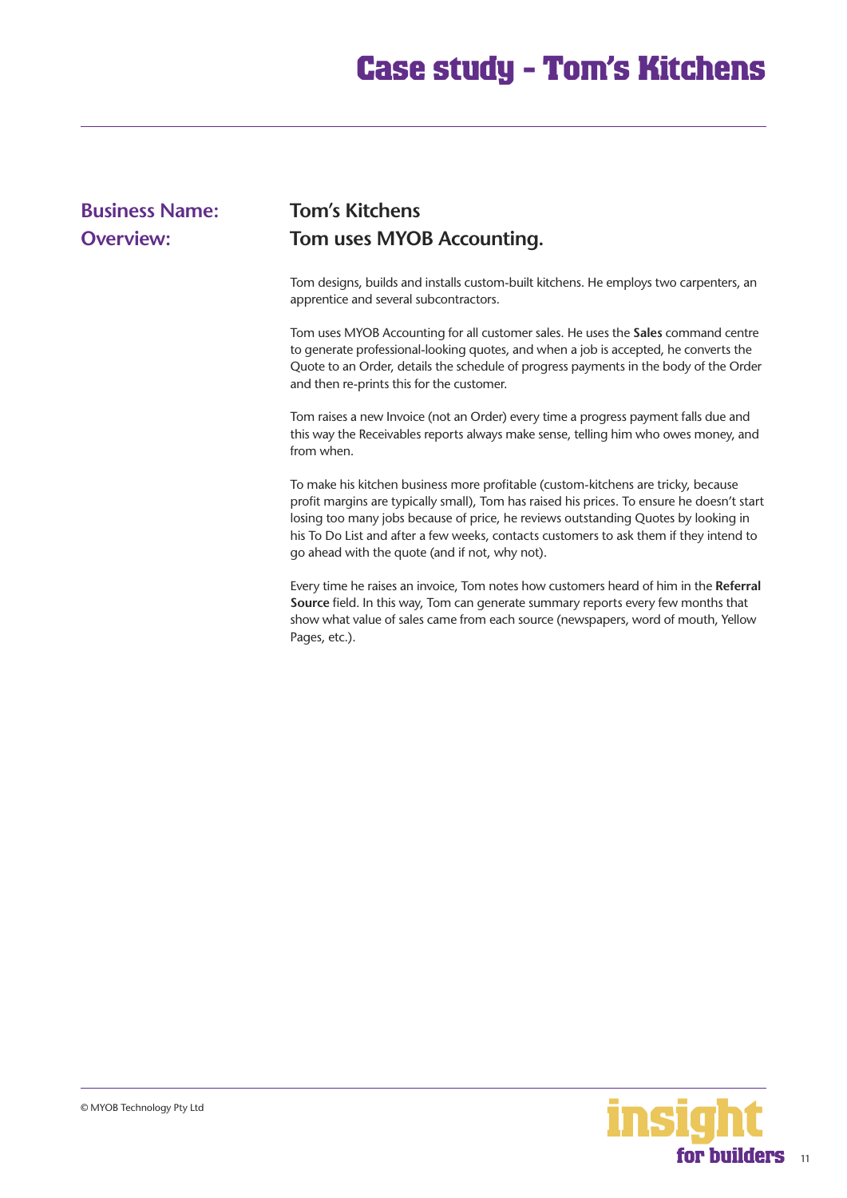# Case study - Tom's Kitchens

**Business Name:** Tom's Kitchens

**Overview:** Tom uses MYOB Accounting.

Tom designs, builds and installs custom-built kitchens. He employs two carpenters, an apprentice and several subcontractors.

Tom uses MYOB Accounting for all customer sales. He uses the **Sales** command centre to generate professional-looking quotes, and when a job is accepted, he converts the Quote to an Order, details the schedule of progress payments in the body of the Order and then re-prints this for the customer.

Tom raises a new Invoice (not an Order) every time a progress payment falls due and this way the Receivables reports always make sense, telling him who owes money, and from when.

To make his kitchen business more profitable (custom-kitchens are tricky, because profit margins are typically small), Tom has raised his prices. To ensure he doesn't start losing too many jobs because of price, he reviews outstanding Quotes by looking in his To Do List and after a few weeks, contacts customers to ask them if they intend to go ahead with the quote (and if not, why not).

Every time he raises an invoice, Tom notes how customers heard of him in the **Referral Source** field. In this way, Tom can generate summary reports every few months that show what value of sales came from each source (newspapers, word of mouth, Yellow Pages, etc.).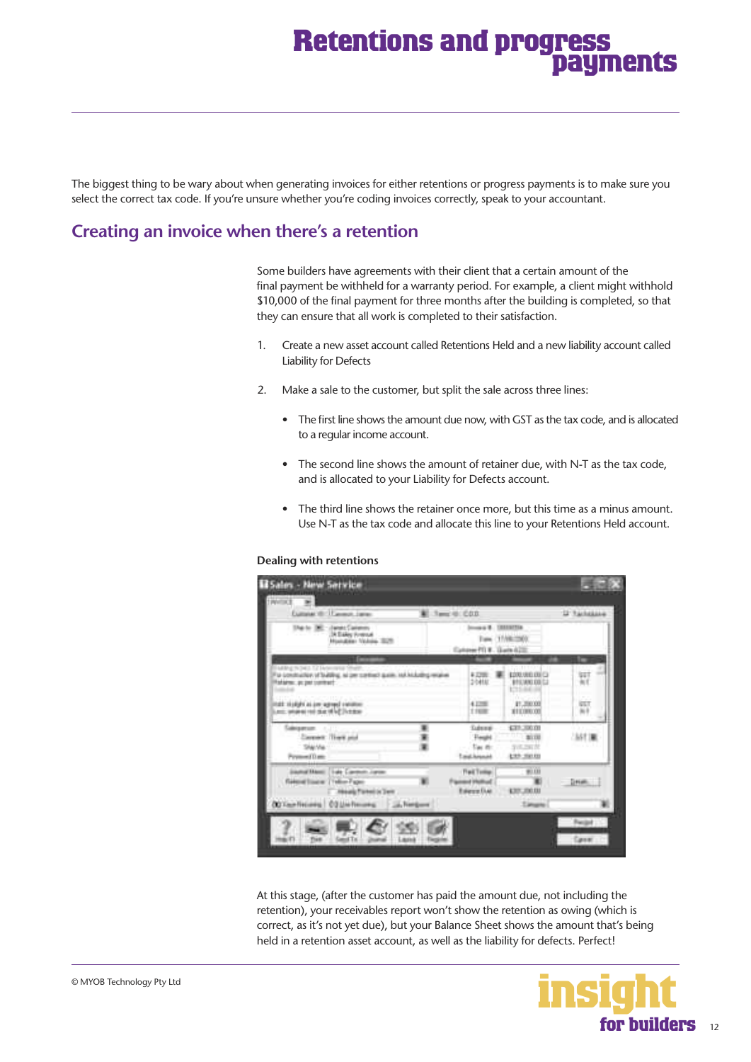# Retentions and progress payments

The biggest thing to be wary about when generating invoices for either retentions or progress payments is to make sure you select the correct tax code. If you're unsure whether you're coding invoices correctly, speak to your accountant.

## Creating an invoice when there's a retention

Some builders have agreements with their client that a certain amount of the final payment be withheld for a warranty period. For example, a client might withhold $10,000 of the final payment for three months after the building is completed, so that they can ensure that all work is completed to their satisfaction.

1. Create a new asset account called Retentions Held and a new liability account called Liability for Defects

2. Make a sale to the customer, but split the sale across three lines:

   - The first line shows the amount due now, with GST as the tax code, and is allocated to a regular income account.

   - The second line shows the amount of retainer due, with N-T as the tax code, and is allocated to your Liability for Defects account.

   - The third line shows the retainer once more, but this time as a minus amount. Use N-T as the tax code and allocate this line to your Retentions Held account.

**Dealing with retentions**

At this stage, (after the customer has paid the amount due, not including the retention), your receivables report won't show the retention as owing (which is correct, as it's not yet due), but your Balance Sheet shows the amount that's being held in a retention asset account, as well as the liability for defects. Perfect!

© MYOB Technology Pty Ltd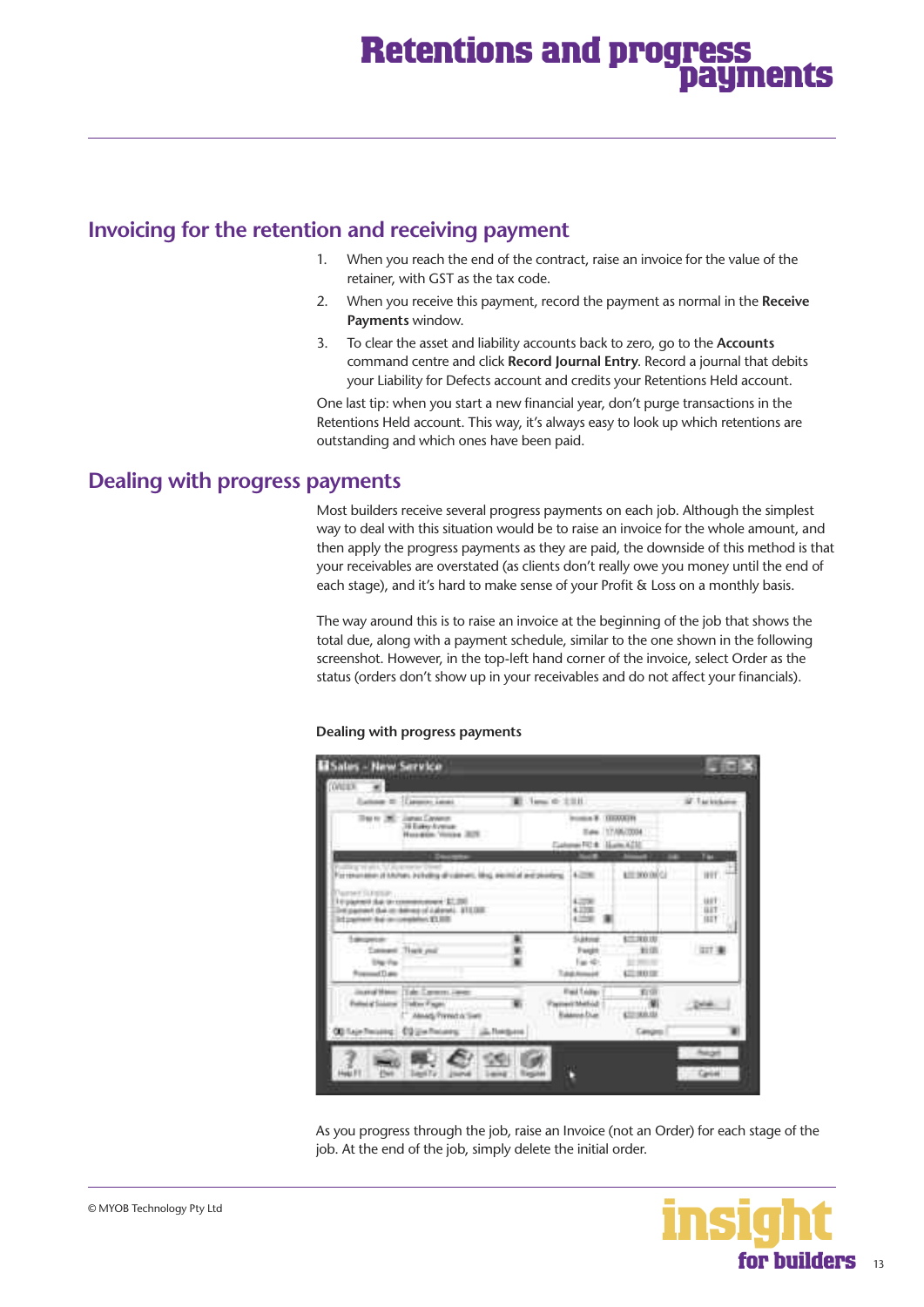# Retentions and progress payments

## Invoicing for the retention and receiving payment

1. When you reach the end of the contract, raise an invoice for the value of the retainer, with GST as the tax code.
2. When you receive this payment, record the payment as normal in the **Receive Payments** window.
3. To clear the asset and liability accounts back to zero, go to the **Accounts** command centre and click **Record Journal Entry**. Record a journal that debits your Liability for Defects account and credits your Retentions Held account.

One last tip: when you start a new financial year, don't purge transactions in the Retentions Held account. This way, it's always easy to look up which retentions are outstanding and which ones have been paid.

## Dealing with progress payments

Most builders receive several progress payments on each job. Although the simplest way to deal with this situation would be to raise an invoice for the whole amount, and then apply the progress payments as they are paid, the downside of this method is that your receivables are overstated (as clients don't really owe you money until the end of each stage), and it's hard to make sense of your Profit & Loss on a monthly basis.

The way around this is to raise an invoice at the beginning of the job that shows the total due, along with a payment schedule, similar to the one shown in the following screenshot. However, in the top-left hand corner of the invoice, select Order as the status (orders don't show up in your receivables and do not affect your financials).

**Dealing with progress payments**

As you progress through the job, raise an Invoice (not an Order) for each stage of the job. At the end of the job, simply delete the initial order.

© MYOB Technology Pty Ltd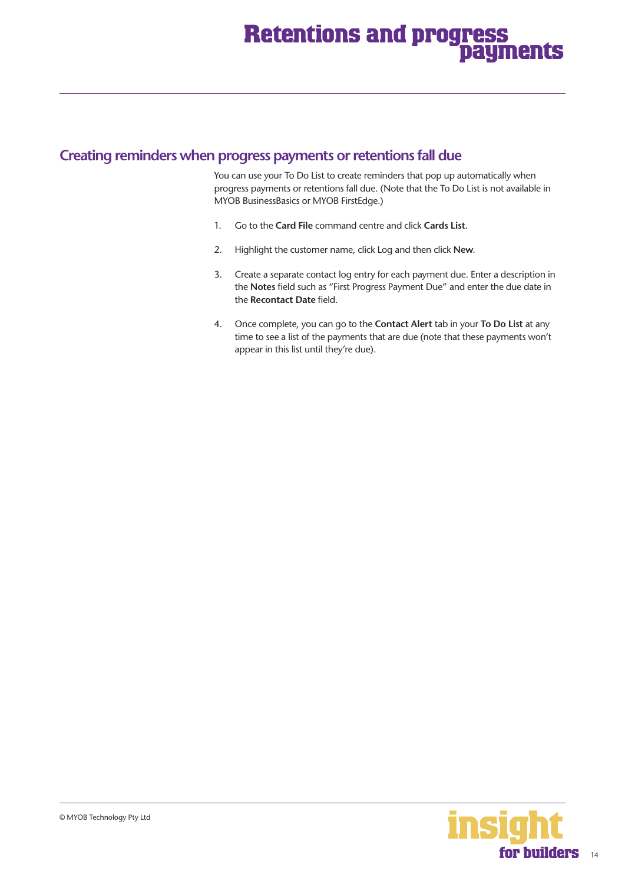## Creating reminders when progress payments or retentions fall due

You can use your To Do List to create reminders that pop up automatically when progress payments or retentions fall due. (Note that the To Do List is not available in MYOB BusinessBasics or MYOB FirstEdge.)

1. Go to the **Card File** command centre and click **Cards List**.
2. Highlight the customer name, click Log and then click **New**.
3. Create a separate contact log entry for each payment due. Enter a description in the **Notes** field such as "First Progress Payment Due" and enter the due date in the **Recontact Date** field.
4. Once complete, you can go to the **Contact Alert** tab in your **To Do List** at any time to see a list of the payments that are due (note that these payments won't appear in this list until they're due).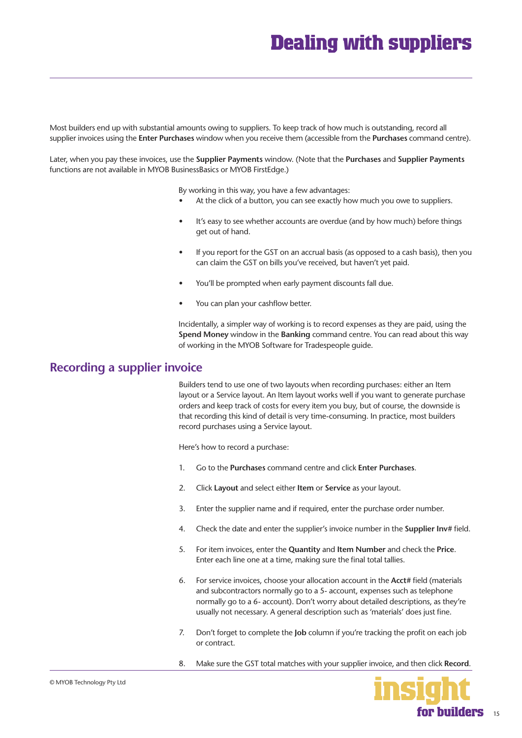# Dealing with suppliers

Most builders end up with substantial amounts owing to suppliers. To keep track of how much is outstanding, record all supplier invoices using the **Enter Purchases** window when you receive them (accessible from the **Purchases** command centre).

Later, when you pay these invoices, use the **Supplier Payments** window. (Note that the **Purchases** and **Supplier Payments** functions are not available in MYOB BusinessBasics or MYOB FirstEdge.)

By working in this way, you have a few advantages:

- At the click of a button, you can see exactly how much you owe to suppliers.
- It's easy to see whether accounts are overdue (and by how much) before things get out of hand.
- If you report for the GST on an accrual basis (as opposed to a cash basis), then you can claim the GST on bills you've received, but haven't yet paid.
- You'll be prompted when early payment discounts fall due.
- You can plan your cashflow better.

Incidentally, a simpler way of working is to record expenses as they are paid, using the **Spend Money** window in the **Banking** command centre. You can read about this way of working in the MYOB Software for Tradespeople guide.

## Recording a supplier invoice

Builders tend to use one of two layouts when recording purchases: either an Item layout or a Service layout. An Item layout works well if you want to generate purchase orders and keep track of costs for every item you buy, but of course, the downside is that recording this kind of detail is very time-consuming. In practice, most builders record purchases using a Service layout.

Here's how to record a purchase:

1. Go to the **Purchases** command centre and click **Enter Purchases**.
2. Click **Layout** and select either **Item** or **Service** as your layout.
3. Enter the supplier name and if required, enter the purchase order number.
4. Check the date and enter the supplier's invoice number in the **Supplier Inv#** field.
5. For item invoices, enter the **Quantity** and **Item Number** and check the **Price**. Enter each line one at a time, making sure the final total tallies.
6. For service invoices, choose your allocation account in the **Acct#** field (materials and subcontractors normally go to a 5- account, expenses such as telephone normally go to a 6- account). Don't worry about detailed descriptions, as they're usually not necessary. A general description such as 'materials' does just fine.
7. Don't forget to complete the **Job** column if you're tracking the profit on each job or contract.
8. Make sure the GST total matches with your supplier invoice, and then click **Record**.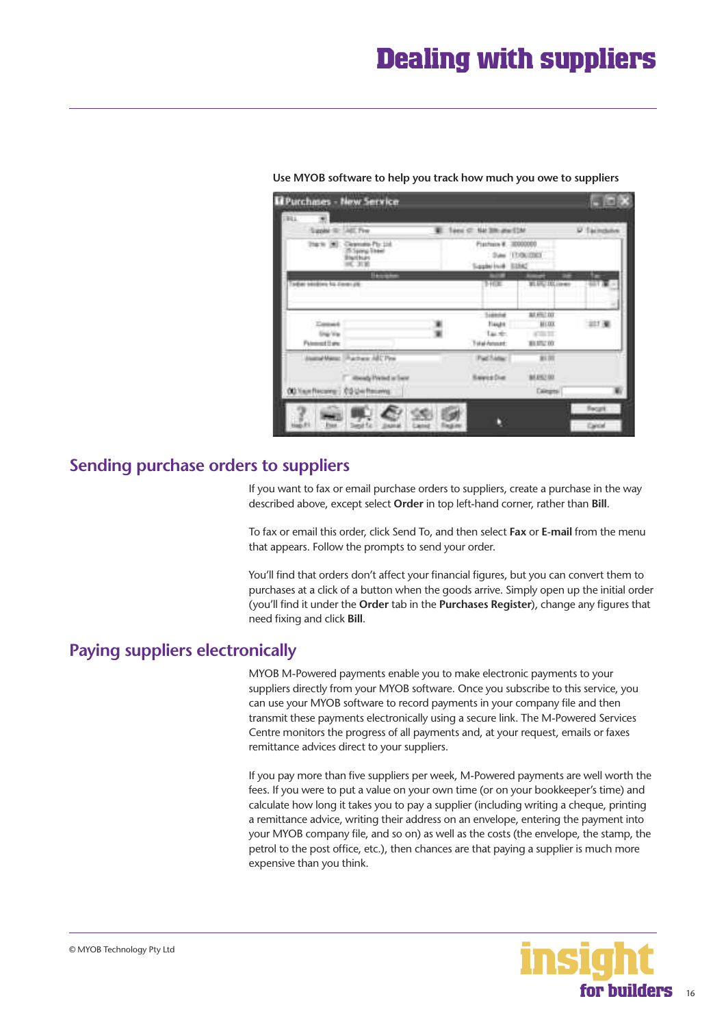# Dealing with suppliers

Use MYOB software to help you track how much you owe to suppliers

## Sending purchase orders to suppliers

If you want to fax or email purchase orders to suppliers, create a purchase in the way described above, except select **Order** in top left-hand corner, rather than **Bill**.

To fax or email this order, click Send To, and then select **Fax** or **E-mail** from the menu that appears. Follow the prompts to send your order.

You'll find that orders don't affect your financial figures, but you can convert them to purchases at a click of a button when the goods arrive. Simply open up the initial order (you'll find it under the **Order** tab in the **Purchases Register**), change any figures that need fixing and click **Bill**.

## Paying suppliers electronically

MYOB M-Powered payments enable you to make electronic payments to your suppliers directly from your MYOB software. Once you subscribe to this service, you can use your MYOB software to record payments in your company file and then transmit these payments electronically using a secure link. The M-Powered Services Centre monitors the progress of all payments and, at your request, emails or faxes remittance advices direct to your suppliers.

If you pay more than five suppliers per week, M-Powered payments are well worth the fees. If you were to put a value on your own time (or on your bookkeeper's time) and calculate how long it takes you to pay a supplier (including writing a cheque, printing a remittance advice, writing their address on an envelope, entering the payment into your MYOB company file, and so on) as well as the costs (the envelope, the stamp, the petrol to the post office, etc.), then chances are that paying a supplier is much more expensive than you think.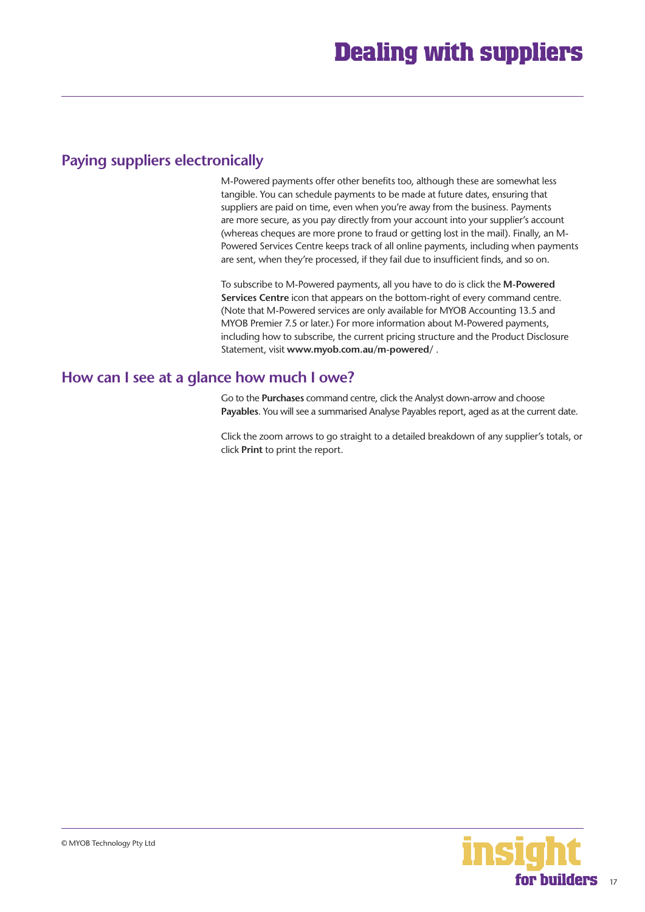# Dealing with suppliers

## Paying suppliers electronically

M-Powered payments offer other benefits too, although these are somewhat less tangible. You can schedule payments to be made at future dates, ensuring that suppliers are paid on time, even when you're away from the business. Payments are more secure, as you pay directly from your account into your supplier's account (whereas cheques are more prone to fraud or getting lost in the mail). Finally, an M-Powered Services Centre keeps track of all online payments, including when payments are sent, when they're processed, if they fail due to insufficient finds, and so on.

To subscribe to M-Powered payments, all you have to do is click the **M-Powered Services Centre** icon that appears on the bottom-right of every command centre. (Note that M-Powered services are only available for MYOB Accounting 13.5 and MYOB Premier 7.5 or later.) For more information about M-Powered payments, including how to subscribe, the current pricing structure and the Product Disclosure Statement, visit **www.myob.com.au/m-powered/** .

## How can I see at a glance how much I owe?

Go to the **Purchases** command centre, click the Analyst down-arrow and choose **Payables**. You will see a summarised Analyse Payables report, aged as at the current date.

Click the zoom arrows to go straight to a detailed breakdown of any supplier's totals, or click **Print** to print the report.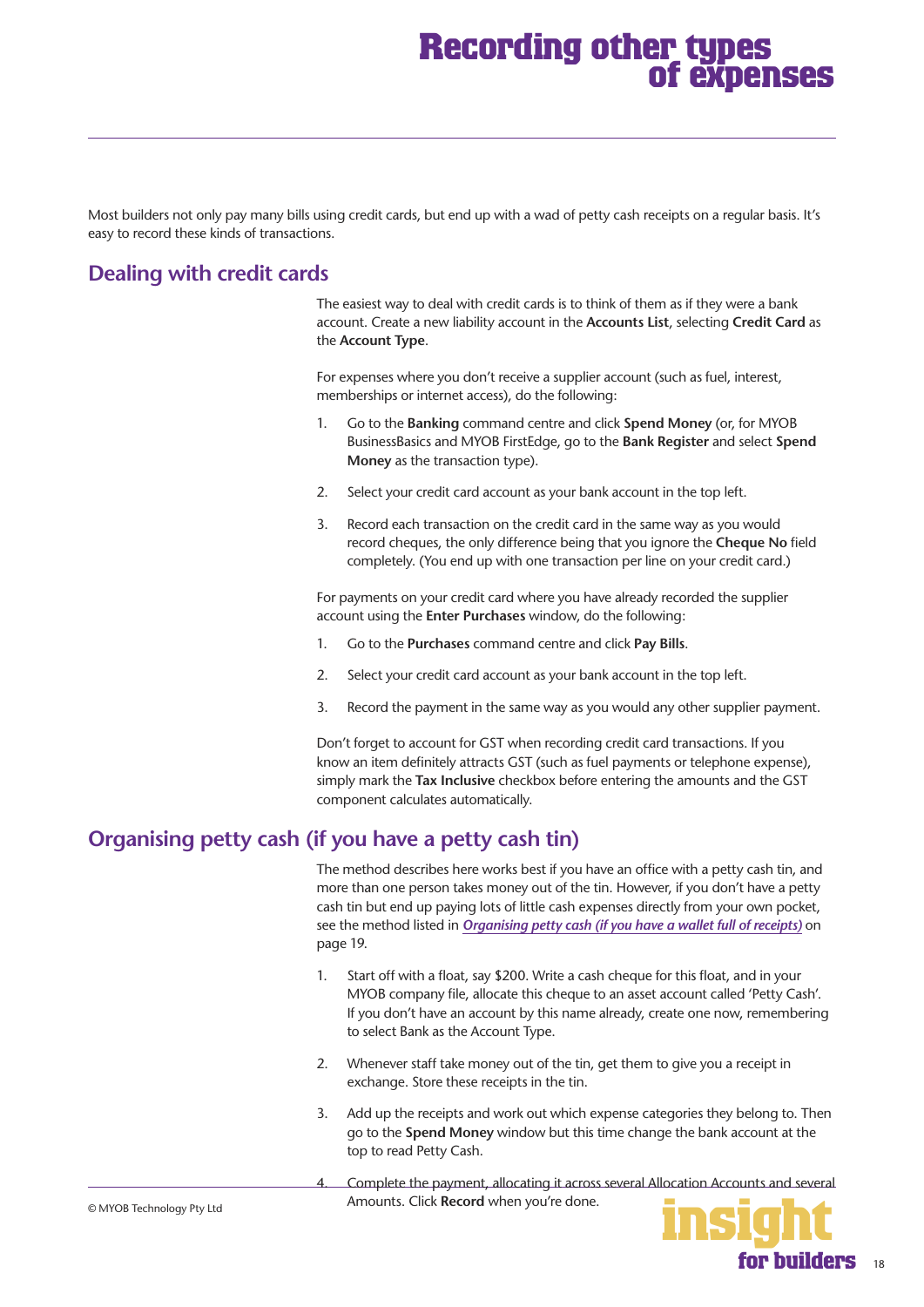# Recording other types of expenses

Most builders not only pay many bills using credit cards, but end up with a wad of petty cash receipts on a regular basis. It's easy to record these kinds of transactions.

## Dealing with credit cards

The easiest way to deal with credit cards is to think of them as if they were a bank account. Create a new liability account in the **Accounts List**, selecting **Credit Card** as the **Account Type**.

For expenses where you don't receive a supplier account (such as fuel, interest, memberships or internet access), do the following:

1. Go to the **Banking** command centre and click **Spend Money** (or, for MYOB BusinessBasics and MYOB FirstEdge, go to the **Bank Register** and select **Spend Money** as the transaction type).
2. Select your credit card account as your bank account in the top left.
3. Record each transaction on the credit card in the same way as you would record cheques, the only difference being that you ignore the **Cheque No** field completely. (You end up with one transaction per line on your credit card.)

For payments on your credit card where you have already recorded the supplier account using the **Enter Purchases** window, do the following:

1. Go to the **Purchases** command centre and click **Pay Bills**.
2. Select your credit card account as your bank account in the top left.
3. Record the payment in the same way as you would any other supplier payment.

Don't forget to account for GST when recording credit card transactions. If you know an item definitely attracts GST (such as fuel payments or telephone expense), simply mark the **Tax Inclusive** checkbox before entering the amounts and the GST component calculates automatically.

## Organising petty cash (if you have a petty cash tin)

The method describes here works best if you have an office with a petty cash tin, and more than one person takes money out of the tin. However, if you don't have a petty cash tin but end up paying lots of little cash expenses directly from your own pocket, see the method listed in ***Organising petty cash (if you have a wallet full of receipts)*** on page 19.

1. Start off with a float, say $200. Write a cash cheque for this float, and in your MYOB company file, allocate this cheque to an asset account called 'Petty Cash'. If you don't have an account by this name already, create one now, remembering to select Bank as the Account Type.
2. Whenever staff take money out of the tin, get them to give you a receipt in exchange. Store these receipts in the tin.
3. Add up the receipts and work out which expense categories they belong to. Then go to the **Spend Money** window but this time change the bank account at the top to read Petty Cash.
4. Complete the payment, allocating it across several Allocation Accounts and several Amounts. Click **Record** when you're done.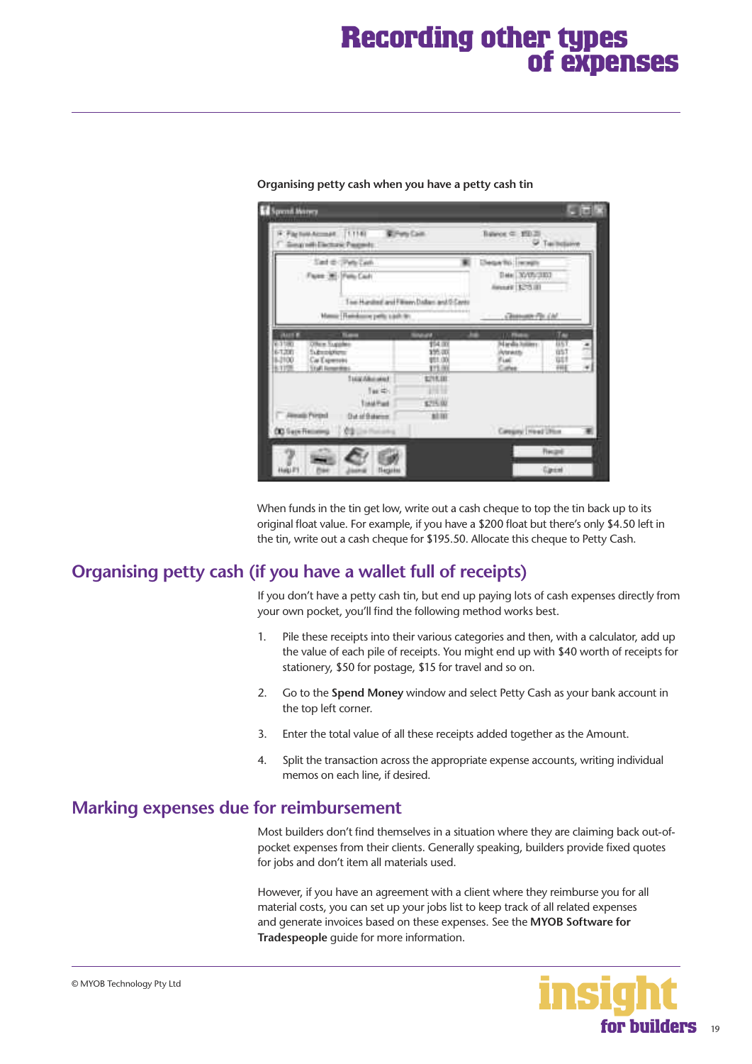# Recording other types of expenses

**Organising petty cash when you have a petty cash tin**

When funds in the tin get low, write out a cash cheque to top the tin back up to its original float value. For example, if you have a $200 float but there's only $4.50 left in the tin, write out a cash cheque for $195.50. Allocate this cheque to Petty Cash.

## Organising petty cash (if you have a wallet full of receipts)

If you don't have a petty cash tin, but end up paying lots of cash expenses directly from your own pocket, you'll find the following method works best.

1. Pile these receipts into their various categories and then, with a calculator, add up the value of each pile of receipts. You might end up with $40 worth of receipts for stationery, $50 for postage, $15 for travel and so on.

2. Go to the **Spend Money** window and select Petty Cash as your bank account in the top left corner.

3. Enter the total value of all these receipts added together as the Amount.

4. Split the transaction across the appropriate expense accounts, writing individual memos on each line, if desired.

## Marking expenses due for reimbursement

Most builders don't find themselves in a situation where they are claiming back out-of-pocket expenses from their clients. Generally speaking, builders provide fixed quotes for jobs and don't item all materials used.

However, if you have an agreement with a client where they reimburse you for all material costs, you can set up your jobs list to keep track of all related expenses and generate invoices based on these expenses. See the **MYOB Software for Tradespeople** guide for more information.

© MYOB Technology Pty Ltd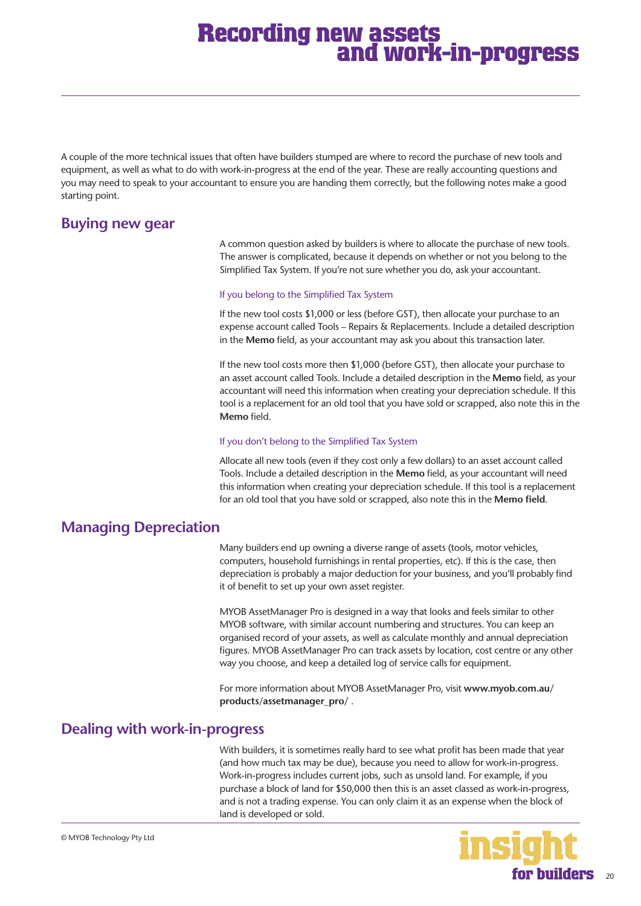# Recording new assets and work-in-progress

A couple of the more technical issues that often have builders stumped are where to record the purchase of new tools and equipment, as well as what to do with work-in-progress at the end of the year. These are really accounting questions and you may need to speak to your accountant to ensure you are handing them correctly, but the following notes make a good starting point.

## Buying new gear

A common question asked by builders is where to allocate the purchase of new tools. The answer is complicated, because it depends on whether or not you belong to the Simplified Tax System. If you're not sure whether you do, ask your accountant.

### If you belong to the Simplified Tax System

If the new tool costs $1,000 or less (before GST), then allocate your purchase to an expense account called Tools – Repairs & Replacements. Include a detailed description in the **Memo** field, as your accountant may ask you about this transaction later.

If the new tool costs more then $1,000 (before GST), then allocate your purchase to an asset account called Tools. Include a detailed description in the **Memo** field, as your accountant will need this information when creating your depreciation schedule. If this tool is a replacement for an old tool that you have sold or scrapped, also note this in the **Memo** field.

### If you don't belong to the Simplified Tax System

Allocate all new tools (even if they cost only a few dollars) to an asset account called Tools. Include a detailed description in the **Memo** field, as your accountant will need this information when creating your depreciation schedule. If this tool is a replacement for an old tool that you have sold or scrapped, also note this in the **Memo field**.

## Managing Depreciation

Many builders end up owning a diverse range of assets (tools, motor vehicles, computers, household furnishings in rental properties, etc). If this is the case, then depreciation is probably a major deduction for your business, and you'll probably find it of benefit to set up your own asset register.

MYOB AssetManager Pro is designed in a way that looks and feels similar to other MYOB software, with similar account numbering and structures. You can keep an organised record of your assets, as well as calculate monthly and annual depreciation figures. MYOB AssetManager Pro can track assets by location, cost centre or any other way you choose, and keep a detailed log of service calls for equipment.

For more information about MYOB AssetManager Pro, visit **www.myob.com.au/products/assetmanager_pro/** .

## Dealing with work-in-progress

With builders, it is sometimes really hard to see what profit has been made that year (and how much tax may be due), because you need to allow for work-in-progress. Work-in-progress includes current jobs, such as unsold land. For example, if you purchase a block of land for $50,000 then this is an asset classed as work-in-progress, and is not a trading expense. You can only claim it as an expense when the block of land is developed or sold.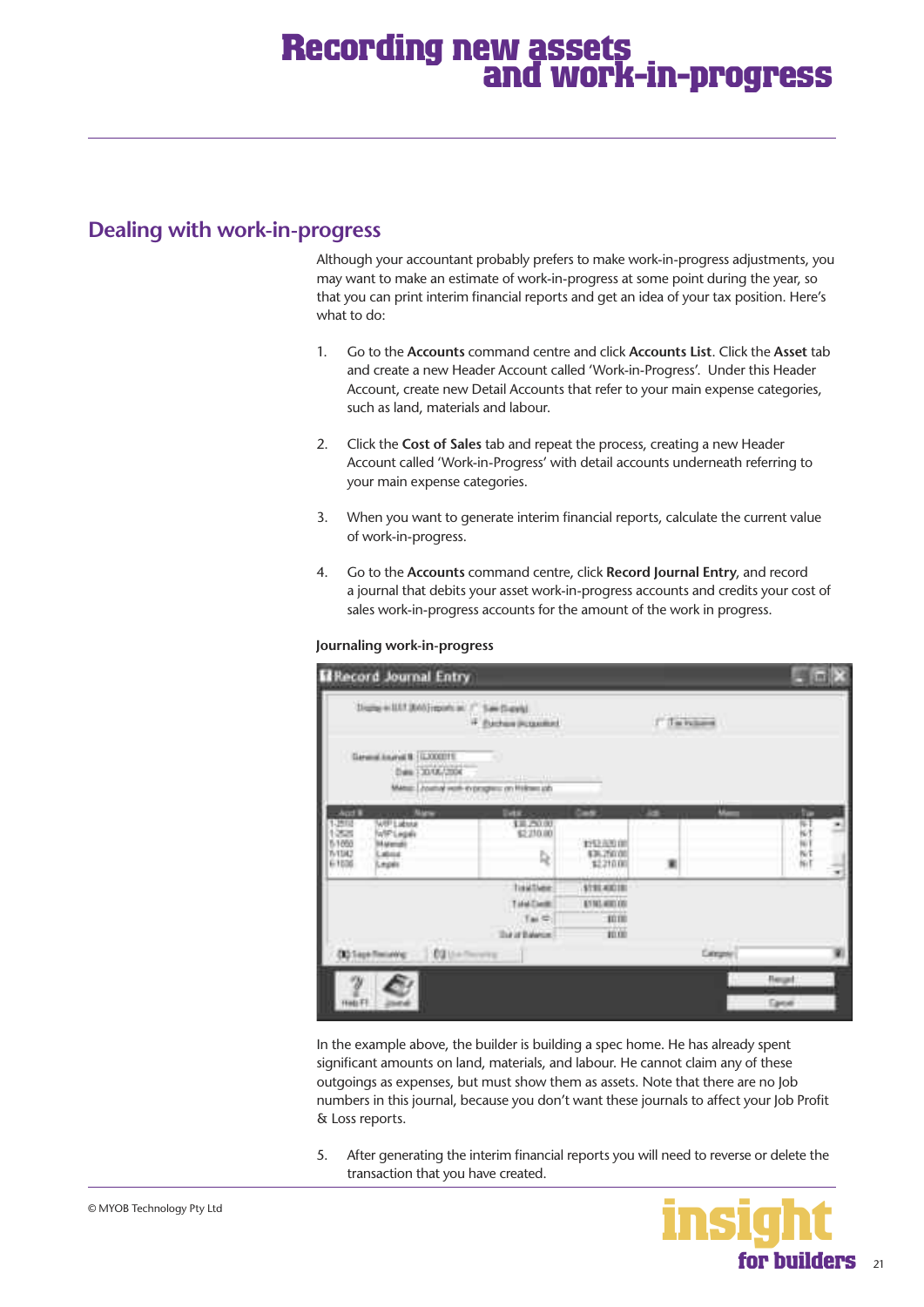# Recording new assets and work-in-progress

## Dealing with work-in-progress

Although your accountant probably prefers to make work-in-progress adjustments, you may want to make an estimate of work-in-progress at some point during the year, so that you can print interim financial reports and get an idea of your tax position. Here's what to do:

1. Go to the **Accounts** command centre and click **Accounts List**. Click the **Asset** tab and create a new Header Account called 'Work-in-Progress'. Under this Header Account, create new Detail Accounts that refer to your main expense categories, such as land, materials and labour.

2. Click the **Cost of Sales** tab and repeat the process, creating a new Header Account called 'Work-in-Progress' with detail accounts underneath referring to your main expense categories.

3. When you want to generate interim financial reports, calculate the current value of work-in-progress.

4. Go to the **Accounts** command centre, click **Record Journal Entry**, and record a journal that debits your asset work-in-progress accounts and credits your cost of sales work-in-progress accounts for the amount of the work in progress.

**Journaling work-in-progress**

In the example above, the builder is building a spec home. He has already spent significant amounts on land, materials, and labour. He cannot claim any of these outgoings as expenses, but must show them as assets. Note that there are no Job numbers in this journal, because you don't want these journals to affect your Job Profit & Loss reports.

5. After generating the interim financial reports you will need to reverse or delete the transaction that you have created.

© MYOB Technology Pty Ltd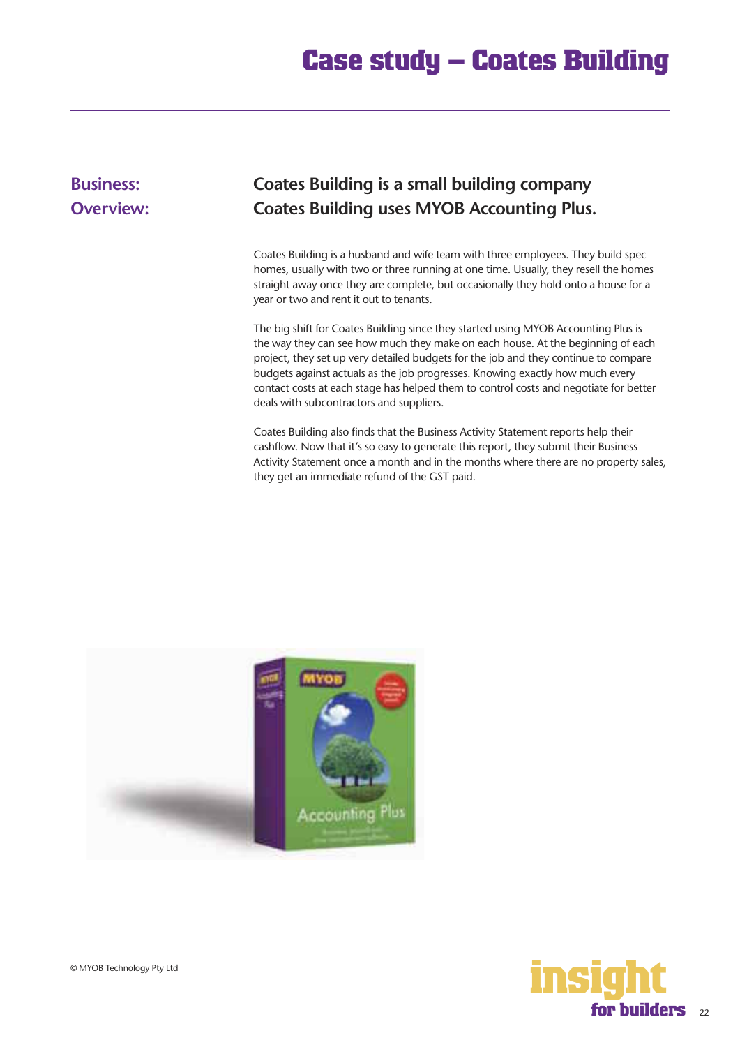# Case study – Coates Building

**Business:** Coates Building is a small building company

**Overview:** Coates Building uses MYOB Accounting Plus.

Coates Building is a husband and wife team with three employees. They build spec homes, usually with two or three running at one time. Usually, they resell the homes straight away once they are complete, but occasionally they hold onto a house for a year or two and rent it out to tenants.

The big shift for Coates Building since they started using MYOB Accounting Plus is the way they can see how much they make on each house. At the beginning of each project, they set up very detailed budgets for the job and they continue to compare budgets against actuals as the job progresses. Knowing exactly how much every contact costs at each stage has helped them to control costs and negotiate for better deals with subcontractors and suppliers.

Coates Building also finds that the Business Activity Statement reports help their cashflow. Now that it's so easy to generate this report, they submit their Business Activity Statement once a month and in the months where there are no property sales, they get an immediate refund of the GST paid.

© MYOB Technology Pty Ltd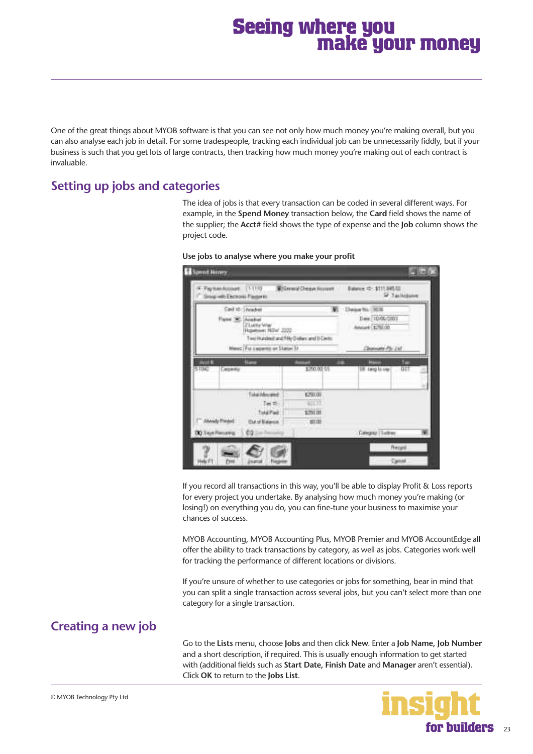# Seeing where you make your money

One of the great things about MYOB software is that you can see not only how much money you're making overall, but you can also analyse each job in detail. For some tradespeople, tracking each individual job can be unnecessarily fiddly, but if your business is such that you get lots of large contracts, then tracking how much money you're making out of each contract is invaluable.

## Setting up jobs and categories

The idea of jobs is that every transaction can be coded in several different ways. For example, in the **Spend Money** transaction below, the **Card** field shows the name of the supplier; the **Acct#** field shows the type of expense and the **Job** column shows the project code.

**Use jobs to analyse where you make your profit**

If you record all transactions in this way, you'll be able to display Profit & Loss reports for every project you undertake. By analysing how much money you're making (or losing!) on everything you do, you can fine-tune your business to maximise your chances of success.

MYOB Accounting, MYOB Accounting Plus, MYOB Premier and MYOB AccountEdge all offer the ability to track transactions by category, as well as jobs. Categories work well for tracking the performance of different locations or divisions.

If you're unsure of whether to use categories or jobs for something, bear in mind that you can split a single transaction across several jobs, but you can't select more than one category for a single transaction.

## Creating a new job

Go to the **Lists** menu, choose **Jobs** and then click **New**. Enter a **Job Name, Job Number** and a short description, if required. This is usually enough information to get started with (additional fields such as **Start Date, Finish Date** and **Manager** aren't essential). Click **OK** to return to the **Jobs List**.

© MYOB Technology Pty Ltd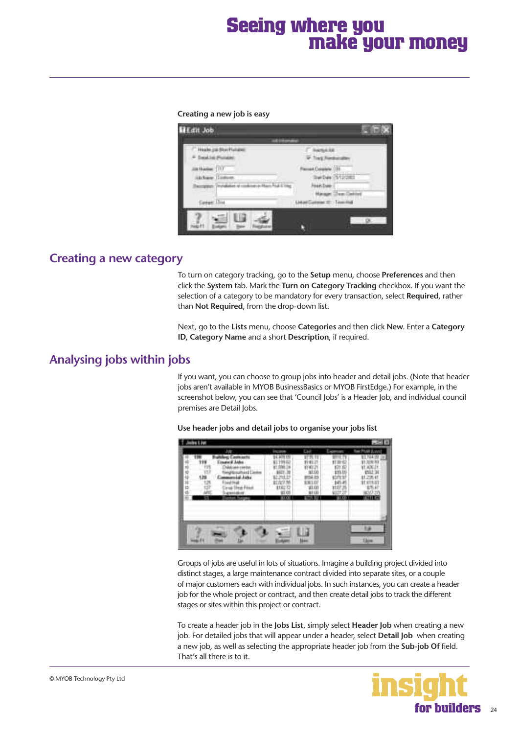# Seeing where you make your money

**Creating a new job is easy**

## Creating a new category

To turn on category tracking, go to the **Setup** menu, choose **Preferences** and then click the **System** tab. Mark the **Turn on Category Tracking** checkbox. If you want the selection of a category to be mandatory for every transaction, select **Required**, rather than **Not Required**, from the drop-down list.

Next, go to the **Lists** menu, choose **Categories** and then click **New**. Enter a **Category ID**, **Category Name** and a short **Description**, if required.

## Analysing jobs within jobs

If you want, you can choose to group jobs into header and detail jobs. (Note that header jobs aren't available in MYOB BusinessBasics or MYOB FirstEdge.) For example, in the screenshot below, you can see that 'Council Jobs' is a Header Job, and individual council premises are Detail Jobs.

**Use header jobs and detail jobs to organise your jobs list**

Groups of jobs are useful in lots of situations. Imagine a building project divided into distinct stages, a large maintenance contract divided into separate sites, or a couple of major customers each with individual jobs. In such instances, you can create a header job for the whole project or contract, and then create detail jobs to track the different stages or sites within this project or contract.

To create a header job in the **Jobs List**, simply select **Header Job** when creating a new job. For detailed jobs that will appear under a header, select **Detail Job** when creating a new job, as well as selecting the appropriate header job from the **Sub-job Of** field. That's all there is to it.

© MYOB Technology Pty Ltd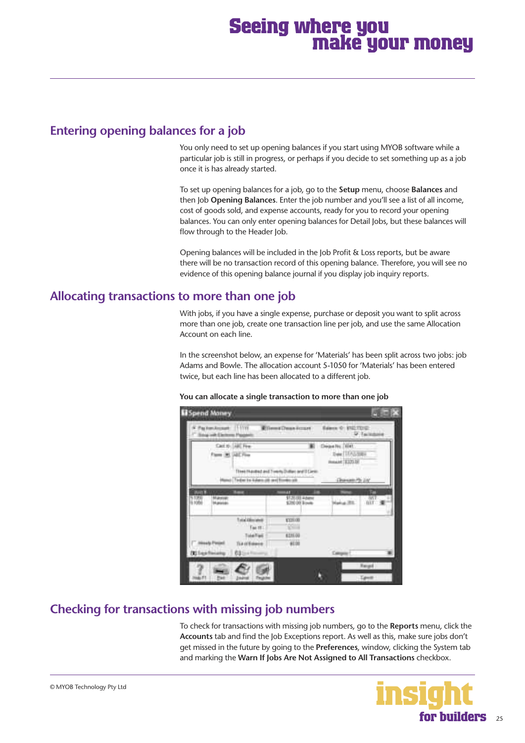# Seeing where you make your money

## Entering opening balances for a job

You only need to set up opening balances if you start using MYOB software while a particular job is still in progress, or perhaps if you decide to set something up as a job once it is has already started.

To set up opening balances for a job, go to the **Setup** menu, choose **Balances** and then Job **Opening Balances**. Enter the job number and you'll see a list of all income, cost of goods sold, and expense accounts, ready for you to record your opening balances. You can only enter opening balances for Detail Jobs, but these balances will flow through to the Header Job.

Opening balances will be included in the Job Profit & Loss reports, but be aware there will be no transaction record of this opening balance. Therefore, you will see no evidence of this opening balance journal if you display job inquiry reports.

## Allocating transactions to more than one job

With jobs, if you have a single expense, purchase or deposit you want to split across more than one job, create one transaction line per job, and use the same Allocation Account on each line.

In the screenshot below, an expense for 'Materials' has been split across two jobs: job Adams and Bowle. The allocation account 5-1050 for 'Materials' has been entered twice, but each line has been allocated to a different job.

**You can allocate a single transaction to more than one job**

## Checking for transactions with missing job numbers

To check for transactions with missing job numbers, go to the **Reports** menu, click the **Accounts** tab and find the Job Exceptions report. As well as this, make sure jobs don't get missed in the future by going to the **Preferences**, window, clicking the System tab and marking the **Warn If Jobs Are Not Assigned to All Transactions** checkbox.

© MYOB Technology Pty Ltd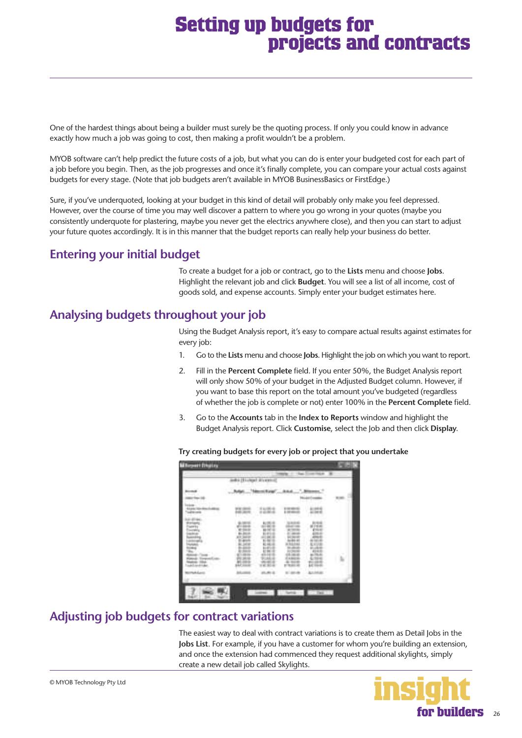# Setting up budgets for projects and contracts

One of the hardest things about being a builder must surely be the quoting process. If only you could know in advance exactly how much a job was going to cost, then making a profit wouldn't be a problem.

MYOB software can't help predict the future costs of a job, but what you can do is enter your budgeted cost for each part of a job before you begin. Then, as the job progresses and once it's finally complete, you can compare your actual costs against budgets for every stage. (Note that job budgets aren't available in MYOB BusinessBasics or FirstEdge.)

Sure, if you've underquoted, looking at your budget in this kind of detail will probably only make you feel depressed. However, over the course of time you may well discover a pattern to where you go wrong in your quotes (maybe you consistently underquote for plastering, maybe you never get the electrics anywhere close), and then you can start to adjust your future quotes accordingly. It is in this manner that the budget reports can really help your business do better.

## Entering your initial budget

To create a budget for a job or contract, go to the **Lists** menu and choose **Jobs**. Highlight the relevant job and click **Budget**. You will see a list of all income, cost of goods sold, and expense accounts. Simply enter your budget estimates here.

## Analysing budgets throughout your job

Using the Budget Analysis report, it's easy to compare actual results against estimates for every job:

1. Go to the **Lists** menu and choose **Jobs**. Highlight the job on which you want to report.
2. Fill in the **Percent Complete** field. If you enter 50%, the Budget Analysis report will only show 50% of your budget in the Adjusted Budget column. However, if you want to base this report on the total amount you've budgeted (regardless of whether the job is complete or not) enter 100% in the **Percent Complete** field.
3. Go to the **Accounts** tab in the **Index to Reports** window and highlight the Budget Analysis report. Click **Customise**, select the Job and then click **Display**.

**Try creating budgets for every job or project that you undertake**

## Adjusting job budgets for contract variations

The easiest way to deal with contract variations is to create them as Detail Jobs in the **Jobs List**. For example, if you have a customer for whom you're building an extension, and once the extension had commenced they request additional skylights, simply create a new detail job called Skylights.

© MYOB Technology Pty Ltd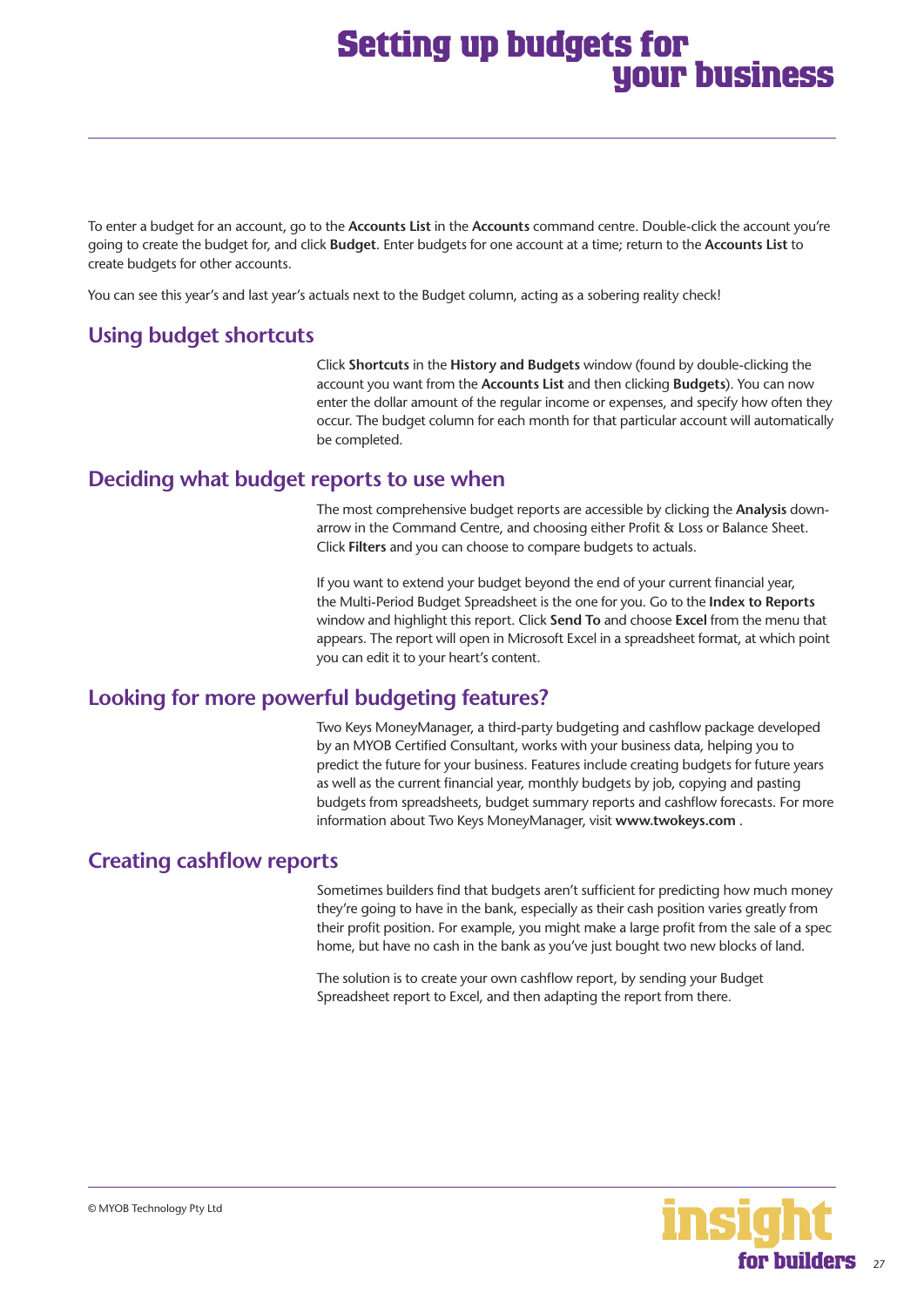# Setting up budgets for your business

To enter a budget for an account, go to the **Accounts List** in the **Accounts** command centre. Double-click the account you're going to create the budget for, and click **Budget**. Enter budgets for one account at a time; return to the **Accounts List** to create budgets for other accounts.

You can see this year's and last year's actuals next to the Budget column, acting as a sobering reality check!

## Using budget shortcuts

Click **Shortcuts** in the **History and Budgets** window (found by double-clicking the account you want from the **Accounts List** and then clicking **Budgets**). You can now enter the dollar amount of the regular income or expenses, and specify how often they occur. The budget column for each month for that particular account will automatically be completed.

## Deciding what budget reports to use when

The most comprehensive budget reports are accessible by clicking the **Analysis** down-arrow in the Command Centre, and choosing either Profit & Loss or Balance Sheet. Click **Filters** and you can choose to compare budgets to actuals.

If you want to extend your budget beyond the end of your current financial year, the Multi-Period Budget Spreadsheet is the one for you. Go to the **Index to Reports** window and highlight this report. Click **Send To** and choose **Excel** from the menu that appears. The report will open in Microsoft Excel in a spreadsheet format, at which point you can edit it to your heart's content.

## Looking for more powerful budgeting features?

Two Keys MoneyManager, a third-party budgeting and cashflow package developed by an MYOB Certified Consultant, works with your business data, helping you to predict the future for your business. Features include creating budgets for future years as well as the current financial year, monthly budgets by job, copying and pasting budgets from spreadsheets, budget summary reports and cashflow forecasts. For more information about Two Keys MoneyManager, visit **www.twokeys.com** .

## Creating cashflow reports

Sometimes builders find that budgets aren't sufficient for predicting how much money they're going to have in the bank, especially as their cash position varies greatly from their profit position. For example, you might make a large profit from the sale of a spec home, but have no cash in the bank as you've just bought two new blocks of land.

The solution is to create your own cashflow report, by sending your Budget Spreadsheet report to Excel, and then adapting the report from there.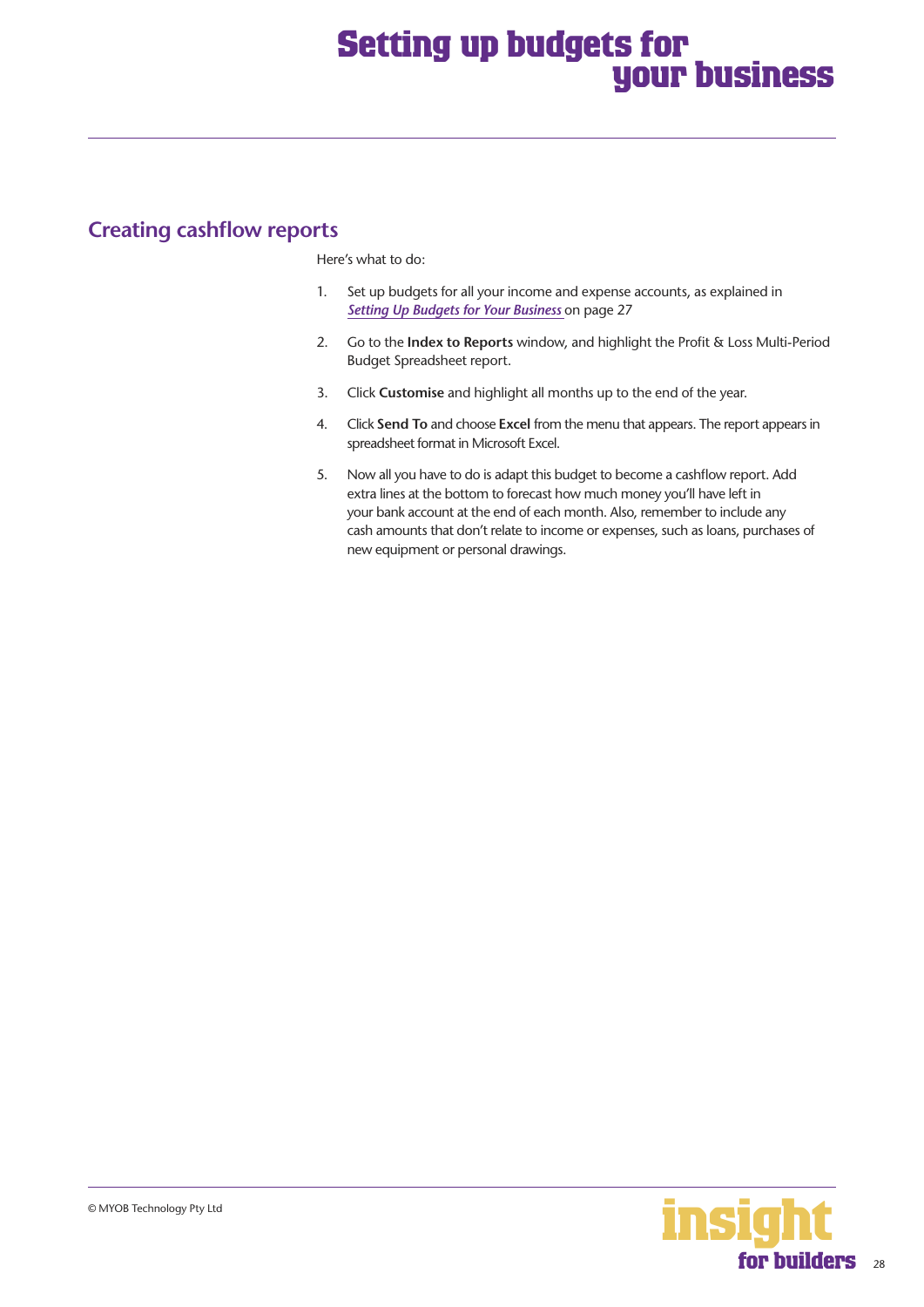## Creating cashflow reports

Here's what to do:

1. Set up budgets for all your income and expense accounts, as explained in *Setting Up Budgets for Your Business* on page 27
2. Go to the **Index to Reports** window, and highlight the Profit & Loss Multi-Period Budget Spreadsheet report.
3. Click **Customise** and highlight all months up to the end of the year.
4. Click **Send To** and choose **Excel** from the menu that appears. The report appears in spreadsheet format in Microsoft Excel.
5. Now all you have to do is adapt this budget to become a cashflow report. Add extra lines at the bottom to forecast how much money you'll have left in your bank account at the end of each month. Also, remember to include any cash amounts that don't relate to income or expenses, such as loans, purchases of new equipment or personal drawings.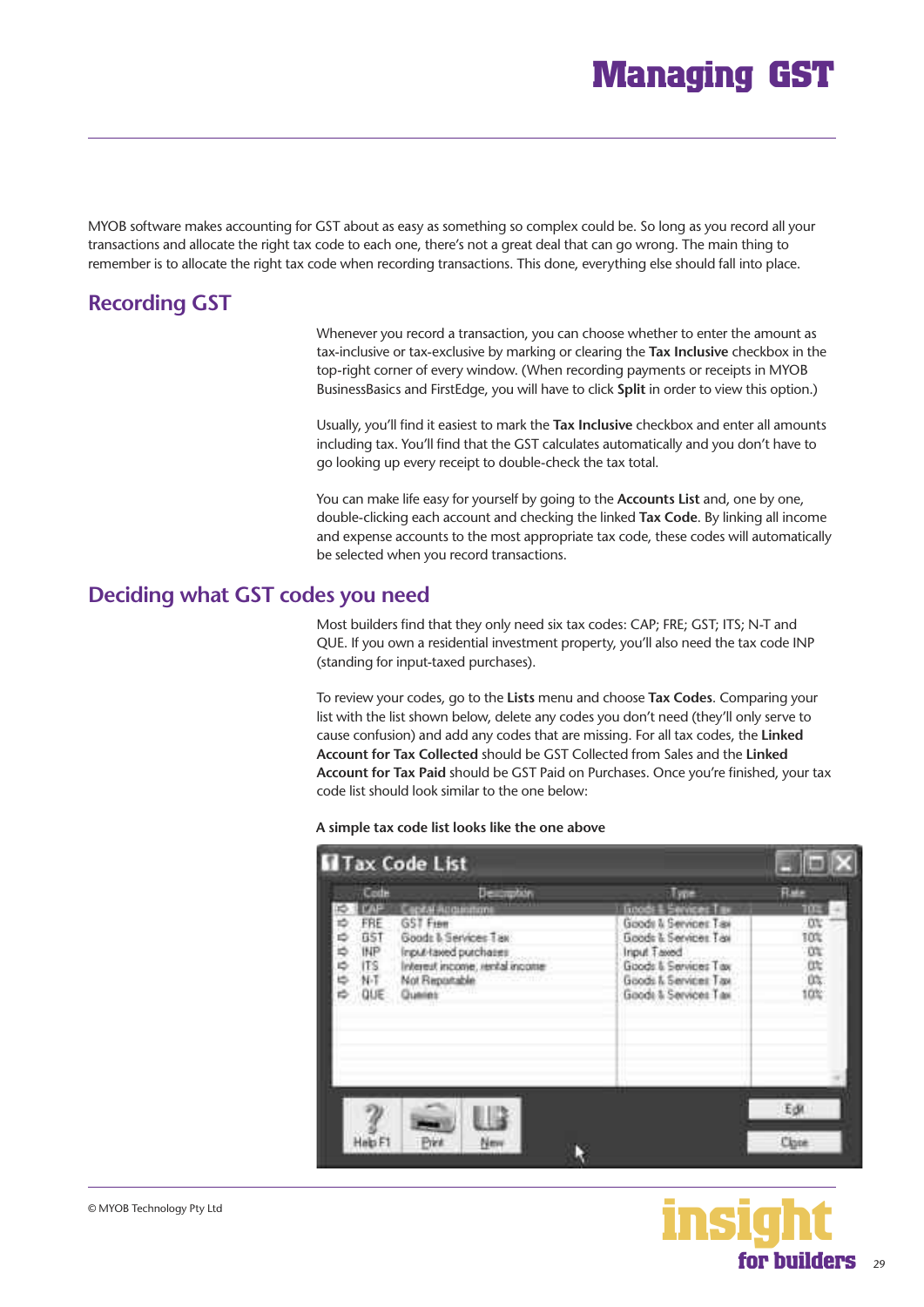# Managing GST

MYOB software makes accounting for GST about as easy as something so complex could be. So long as you record all your transactions and allocate the right tax code to each one, there's not a great deal that can go wrong. The main thing to remember is to allocate the right tax code when recording transactions. This done, everything else should fall into place.

## Recording GST

Whenever you record a transaction, you can choose whether to enter the amount as tax-inclusive or tax-exclusive by marking or clearing the **Tax Inclusive** checkbox in the top-right corner of every window. (When recording payments or receipts in MYOB BusinessBasics and FirstEdge, you will have to click **Split** in order to view this option.)

Usually, you'll find it easiest to mark the **Tax Inclusive** checkbox and enter all amounts including tax. You'll find that the GST calculates automatically and you don't have to go looking up every receipt to double-check the tax total.

You can make life easy for yourself by going to the **Accounts List** and, one by one, double-clicking each account and checking the linked **Tax Code**. By linking all income and expense accounts to the most appropriate tax code, these codes will automatically be selected when you record transactions.

## Deciding what GST codes you need

Most builders find that they only need six tax codes: CAP; FRE; GST; ITS; N-T and QUE. If you own a residential investment property, you'll also need the tax code INP (standing for input-taxed purchases).

To review your codes, go to the **Lists** menu and choose **Tax Codes**. Comparing your list with the list shown below, delete any codes you don't need (they'll only serve to cause confusion) and add any codes that are missing. For all tax codes, the **Linked Account for Tax Collected** should be GST Collected from Sales and the **Linked Account for Tax Paid** should be GST Paid on Purchases. Once you're finished, your tax code list should look similar to the one below:

**A simple tax code list looks like the one above**

Tax Code List

| Code | Description | Type | Rate |
|---|---|---|---|
| CAP | Capital Acquisitions | Goods & Services Tax | 10% |
| FRE | GST Free | Goods & Services Tax | 0% |
| GST | Goods & Services Tax | Goods & Services Tax | 10% |
| INP | Input-taxed purchases | Input Taxed | 0% |
| ITS | Interest income, rental income | Goods & Services Tax | 0% |
| N-T | Not Reportable | Goods & Services Tax | 0% |
| QUE | Queries | Goods & Services Tax | 10% |

© MYOB Technology Pty Ltd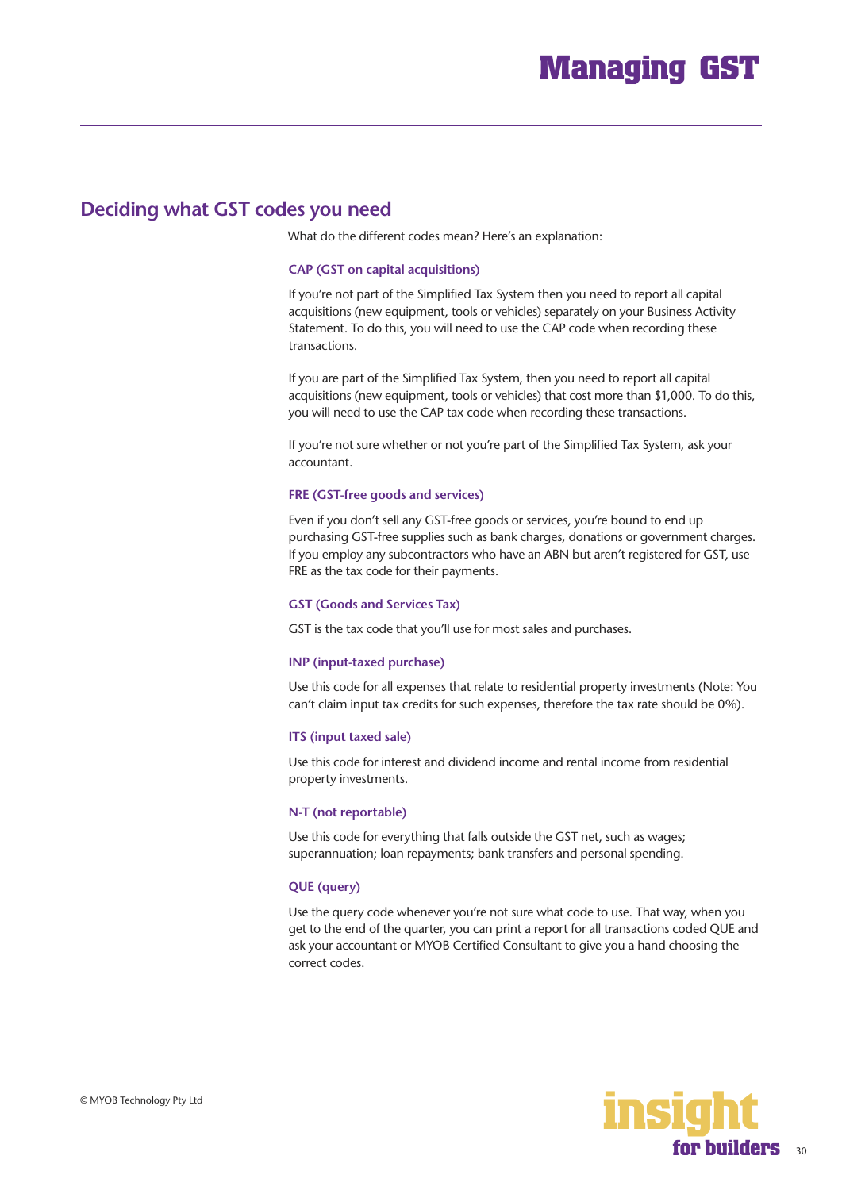## Deciding what GST codes you need

What do the different codes mean? Here's an explanation:

### CAP (GST on capital acquisitions)

If you're not part of the Simplified Tax System then you need to report all capital acquisitions (new equipment, tools or vehicles) separately on your Business Activity Statement. To do this, you will need to use the CAP code when recording these transactions.

If you are part of the Simplified Tax System, then you need to report all capital acquisitions (new equipment, tools or vehicles) that cost more than $1,000. To do this, you will need to use the CAP tax code when recording these transactions.

If you're not sure whether or not you're part of the Simplified Tax System, ask your accountant.

### FRE (GST-free goods and services)

Even if you don't sell any GST-free goods or services, you're bound to end up purchasing GST-free supplies such as bank charges, donations or government charges. If you employ any subcontractors who have an ABN but aren't registered for GST, use FRE as the tax code for their payments.

### GST (Goods and Services Tax)

GST is the tax code that you'll use for most sales and purchases.

### INP (input-taxed purchase)

Use this code for all expenses that relate to residential property investments (Note: You can't claim input tax credits for such expenses, therefore the tax rate should be 0%).

### ITS (input taxed sale)

Use this code for interest and dividend income and rental income from residential property investments.

### N-T (not reportable)

Use this code for everything that falls outside the GST net, such as wages; superannuation; loan repayments; bank transfers and personal spending.

### QUE (query)

Use the query code whenever you're not sure what code to use. That way, when you get to the end of the quarter, you can print a report for all transactions coded QUE and ask your accountant or MYOB Certified Consultant to give you a hand choosing the correct codes.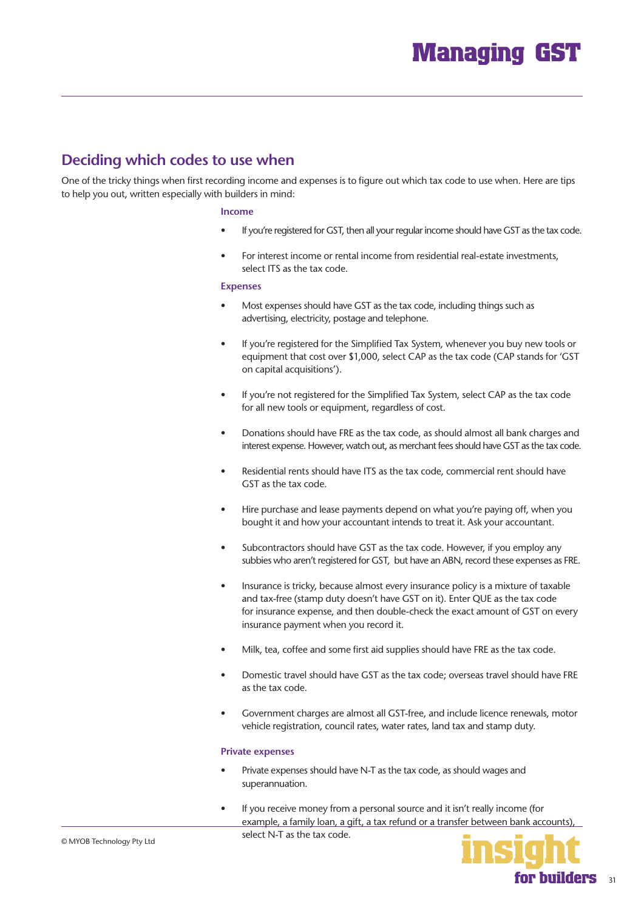## Deciding which codes to use when

One of the tricky things when first recording income and expenses is to figure out which tax code to use when. Here are tips to help you out, written especially with builders in mind:

### Income

- If you're registered for GST, then all your regular income should have GST as the tax code.
- For interest income or rental income from residential real-estate investments, select ITS as the tax code.

### Expenses

- Most expenses should have GST as the tax code, including things such as advertising, electricity, postage and telephone.
- If you're registered for the Simplified Tax System, whenever you buy new tools or equipment that cost over $1,000, select CAP as the tax code (CAP stands for 'GST on capital acquisitions').
- If you're not registered for the Simplified Tax System, select CAP as the tax code for all new tools or equipment, regardless of cost.
- Donations should have FRE as the tax code, as should almost all bank charges and interest expense. However, watch out, as merchant fees should have GST as the tax code.
- Residential rents should have ITS as the tax code, commercial rent should have GST as the tax code.
- Hire purchase and lease payments depend on what you're paying off, when you bought it and how your accountant intends to treat it. Ask your accountant.
- Subcontractors should have GST as the tax code. However, if you employ any subbies who aren't registered for GST, but have an ABN, record these expenses as FRE.
- Insurance is tricky, because almost every insurance policy is a mixture of taxable and tax-free (stamp duty doesn't have GST on it). Enter QUE as the tax code for insurance expense, and then double-check the exact amount of GST on every insurance payment when you record it.
- Milk, tea, coffee and some first aid supplies should have FRE as the tax code.
- Domestic travel should have GST as the tax code; overseas travel should have FRE as the tax code.
- Government charges are almost all GST-free, and include licence renewals, motor vehicle registration, council rates, water rates, land tax and stamp duty.

### Private expenses

- Private expenses should have N-T as the tax code, as should wages and superannuation.
- If you receive money from a personal source and it isn't really income (for example, a family loan, a gift, a tax refund or a transfer between bank accounts), select N-T as the tax code.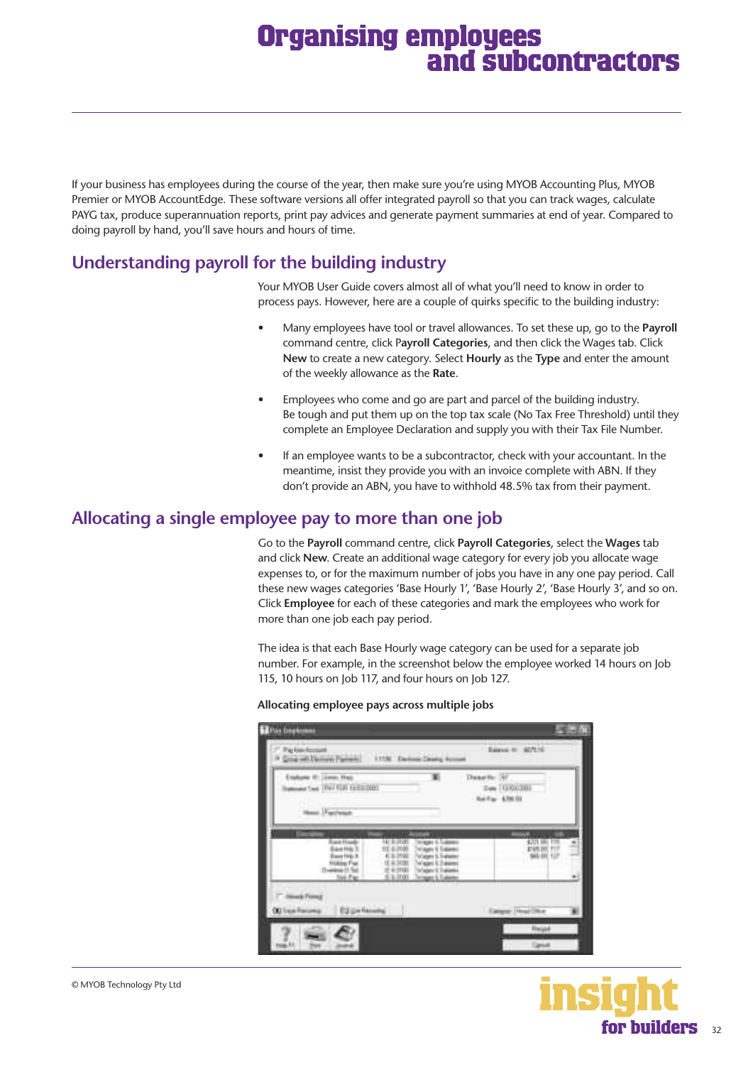# Organising employees and subcontractors

If your business has employees during the course of the year, then make sure you're using MYOB Accounting Plus, MYOB Premier or MYOB AccountEdge. These software versions all offer integrated payroll so that you can track wages, calculate PAYG tax, produce superannuation reports, print pay advices and generate payment summaries at end of year. Compared to doing payroll by hand, you'll save hours and hours of time.

## Understanding payroll for the building industry

Your MYOB User Guide covers almost all of what you'll need to know in order to process pays. However, here are a couple of quirks specific to the building industry:

- Many employees have tool or travel allowances. To set these up, go to the **Payroll** command centre, click P**ayroll Categories**, and then click the Wages tab. Click **New** to create a new category. Select **Hourly** as the **Type** and enter the amount of the weekly allowance as the **Rate**.
- Employees who come and go are part and parcel of the building industry. Be tough and put them up on the top tax scale (No Tax Free Threshold) until they complete an Employee Declaration and supply you with their Tax File Number.
- If an employee wants to be a subcontractor, check with your accountant. In the meantime, insist they provide you with an invoice complete with ABN. If they don't provide an ABN, you have to withhold 48.5% tax from their payment.

## Allocating a single employee pay to more than one job

Go to the **Payroll** command centre, click **Payroll Categories**, select the **Wages** tab and click **New**. Create an additional wage category for every job you allocate wage expenses to, or for the maximum number of jobs you have in any one pay period. Call these new wages categories 'Base Hourly 1', 'Base Hourly 2', 'Base Hourly 3', and so on. Click **Employee** for each of these categories and mark the employees who work for more than one job each pay period.

The idea is that each Base Hourly wage category can be used for a separate job number. For example, in the screenshot below the employee worked 14 hours on Job 115, 10 hours on Job 117, and four hours on Job 127.

**Allocating employee pays across multiple jobs**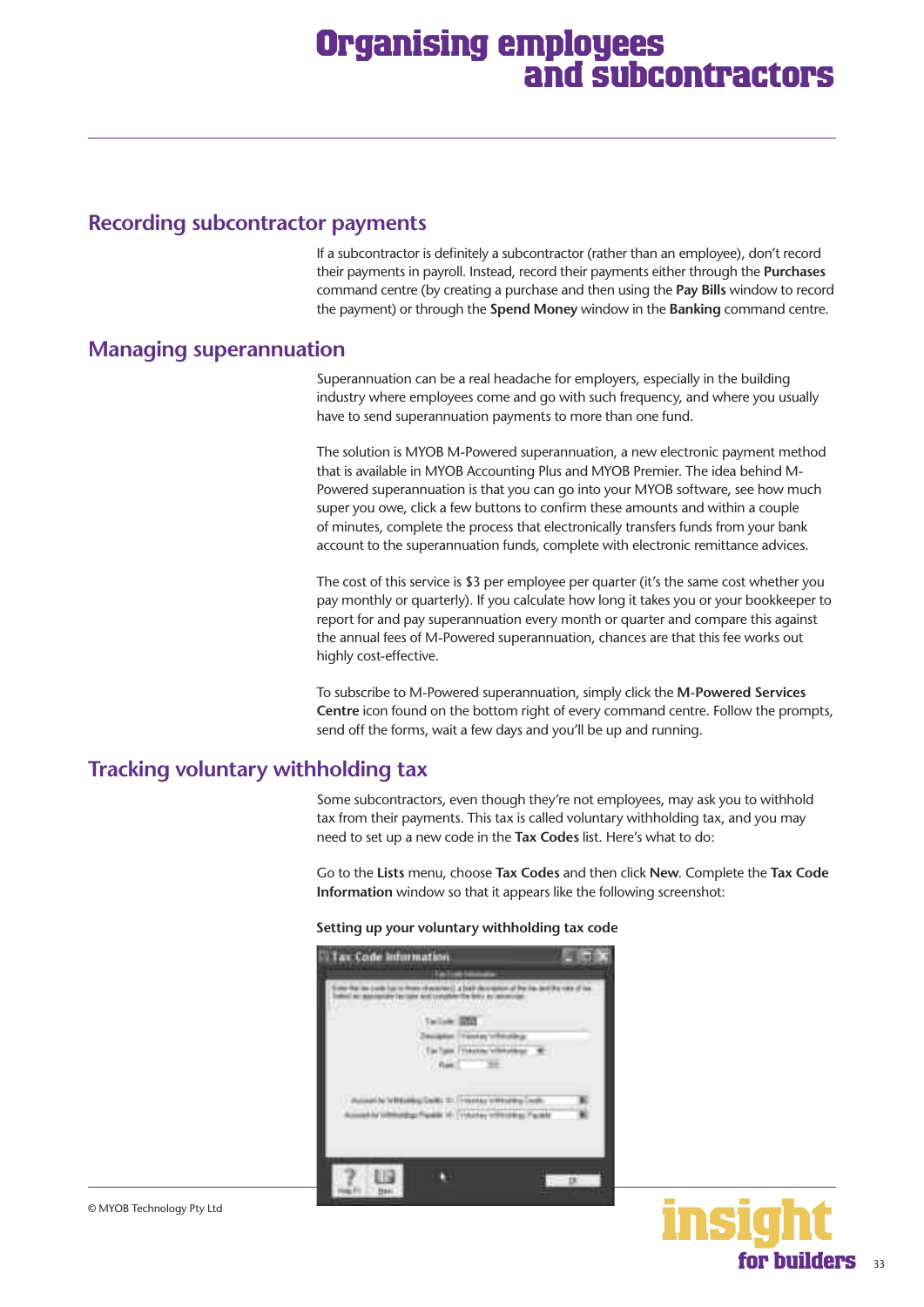# Organising employees and subcontractors

## Recording subcontractor payments

If a subcontractor is definitely a subcontractor (rather than an employee), don't record their payments in payroll. Instead, record their payments either through the **Purchases** command centre (by creating a purchase and then using the **Pay Bills** window to record the payment) or through the **Spend Money** window in the **Banking** command centre.

## Managing superannuation

Superannuation can be a real headache for employers, especially in the building industry where employees come and go with such frequency, and where you usually have to send superannuation payments to more than one fund.

The solution is MYOB M-Powered superannuation, a new electronic payment method that is available in MYOB Accounting Plus and MYOB Premier. The idea behind M-Powered superannuation is that you can go into your MYOB software, see how much super you owe, click a few buttons to confirm these amounts and within a couple of minutes, complete the process that electronically transfers funds from your bank account to the superannuation funds, complete with electronic remittance advices.

The cost of this service is $3 per employee per quarter (it's the same cost whether you pay monthly or quarterly). If you calculate how long it takes you or your bookkeeper to report for and pay superannuation every month or quarter and compare this against the annual fees of M-Powered superannuation, chances are that this fee works out highly cost-effective.

To subscribe to M-Powered superannuation, simply click the **M-Powered Services Centre** icon found on the bottom right of every command centre. Follow the prompts, send off the forms, wait a few days and you'll be up and running.

## Tracking voluntary withholding tax

Some subcontractors, even though they're not employees, may ask you to withhold tax from their payments. This tax is called voluntary withholding tax, and you may need to set up a new code in the **Tax Codes** list. Here's what to do:

Go to the **Lists** menu, choose **Tax Codes** and then click **New**. Complete the **Tax Code Information** window so that it appears like the following screenshot:

**Setting up your voluntary withholding tax code**

© MYOB Technology Pty Ltd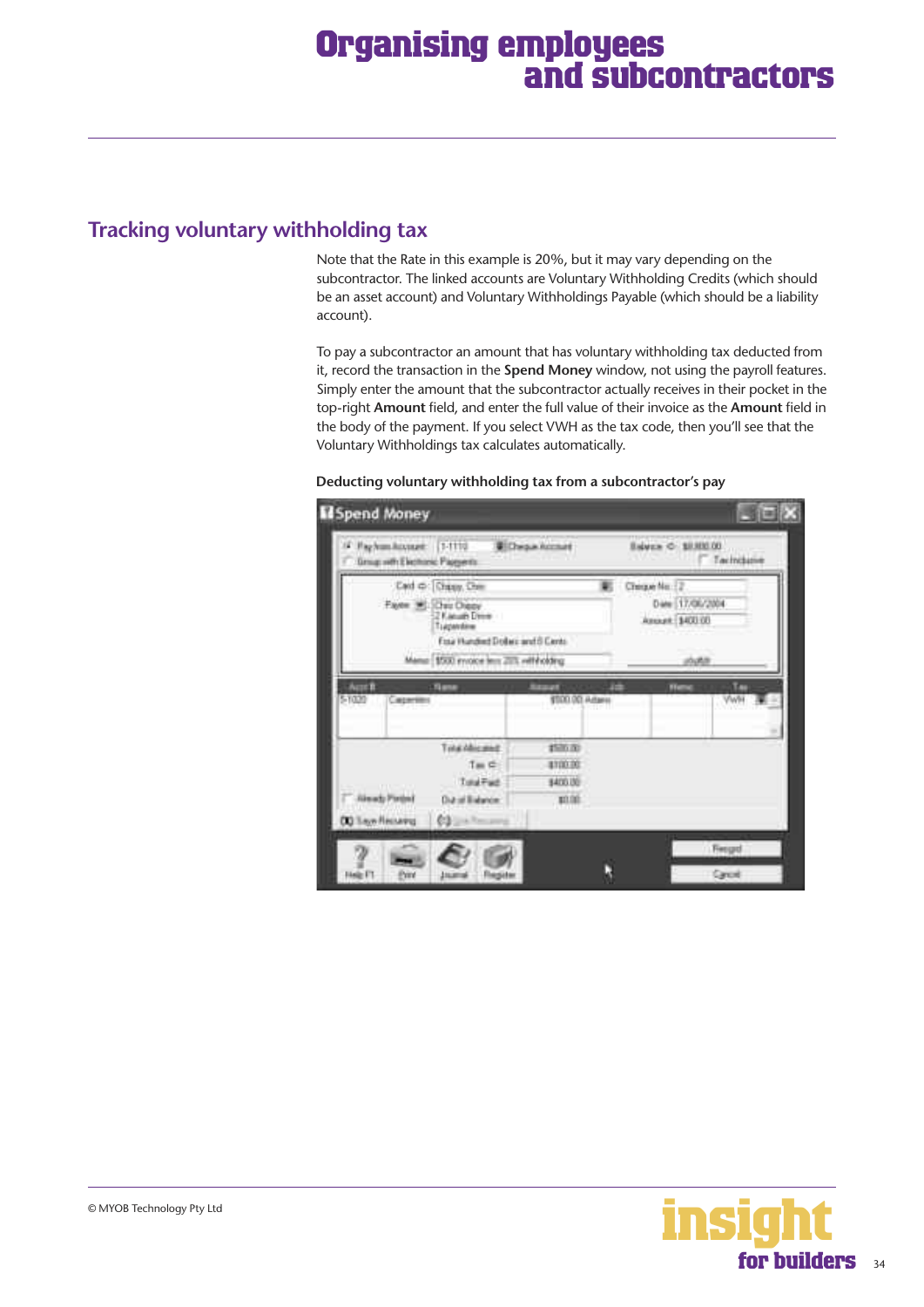## Tracking voluntary withholding tax

Note that the Rate in this example is 20%, but it may vary depending on the subcontractor. The linked accounts are Voluntary Withholding Credits (which should be an asset account) and Voluntary Withholdings Payable (which should be a liability account).

To pay a subcontractor an amount that has voluntary withholding tax deducted from it, record the transaction in the **Spend Money** window, not using the payroll features. Simply enter the amount that the subcontractor actually receives in their pocket in the top-right **Amount** field, and enter the full value of their invoice as the **Amount** field in the body of the payment. If you select VWH as the tax code, then you'll see that the Voluntary Withholdings tax calculates automatically.

**Deducting voluntary withholding tax from a subcontractor's pay**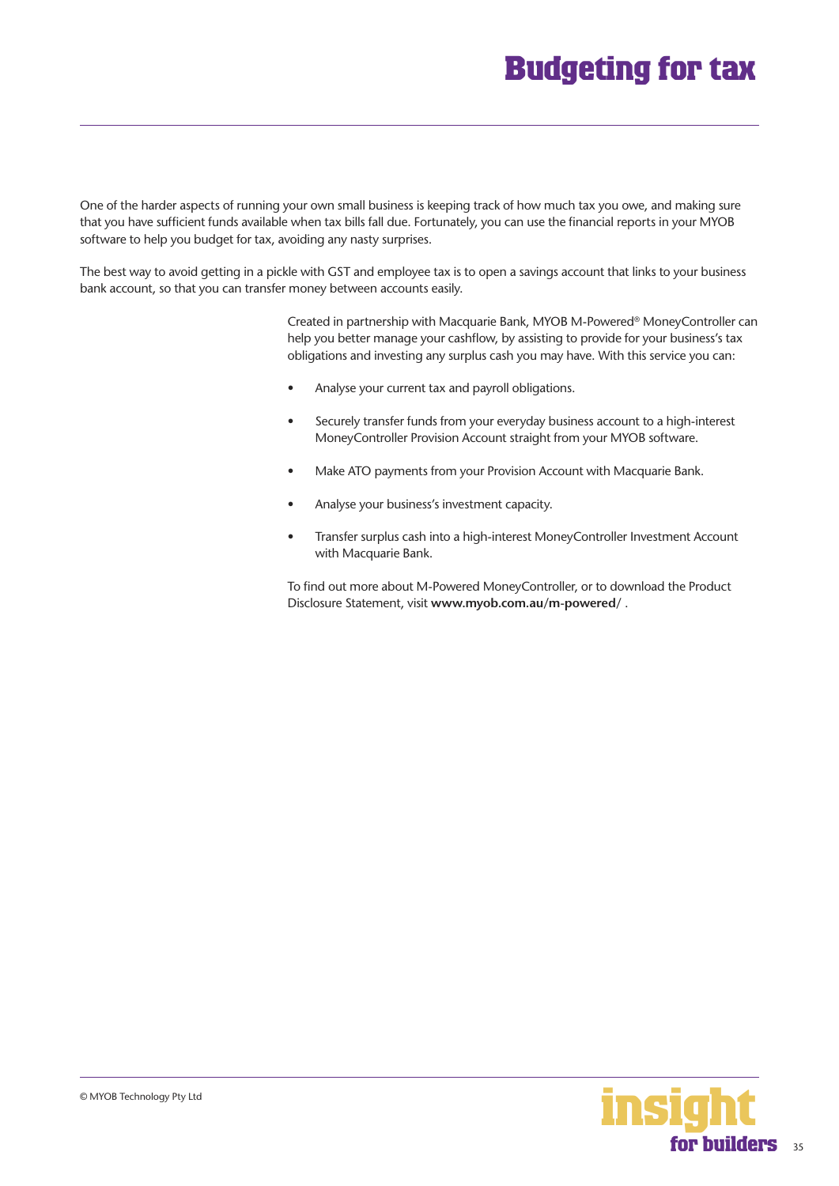# Budgeting for tax

One of the harder aspects of running your own small business is keeping track of how much tax you owe, and making sure that you have sufficient funds available when tax bills fall due. Fortunately, you can use the financial reports in your MYOB software to help you budget for tax, avoiding any nasty surprises.

The best way to avoid getting in a pickle with GST and employee tax is to open a savings account that links to your business bank account, so that you can transfer money between accounts easily.

Created in partnership with Macquarie Bank, MYOB M-Powered® MoneyController can help you better manage your cashflow, by assisting to provide for your business's tax obligations and investing any surplus cash you may have. With this service you can:

- Analyse your current tax and payroll obligations.
- Securely transfer funds from your everyday business account to a high-interest MoneyController Provision Account straight from your MYOB software.
- Make ATO payments from your Provision Account with Macquarie Bank.
- Analyse your business's investment capacity.
- Transfer surplus cash into a high-interest MoneyController Investment Account with Macquarie Bank.

To find out more about M-Powered MoneyController, or to download the Product Disclosure Statement, visit **www.myob.com.au/m-powered/** .

© MYOB Technology Pty Ltd